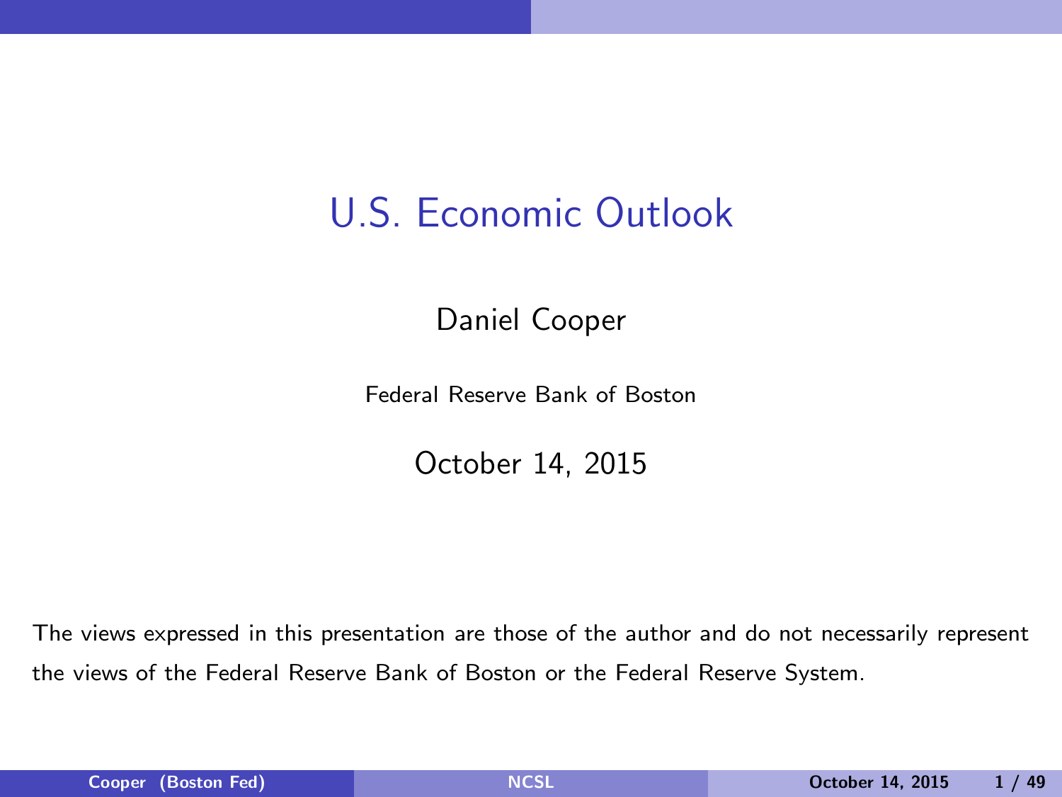# U.S. Economic Outlook

Daniel Cooper

Federal Reserve Bank of Boston

October 14, 2015

The views expressed in this presentation are those of the author and do not necessarily represent the views of the Federal Reserve Bank of Boston or the Federal Reserve System.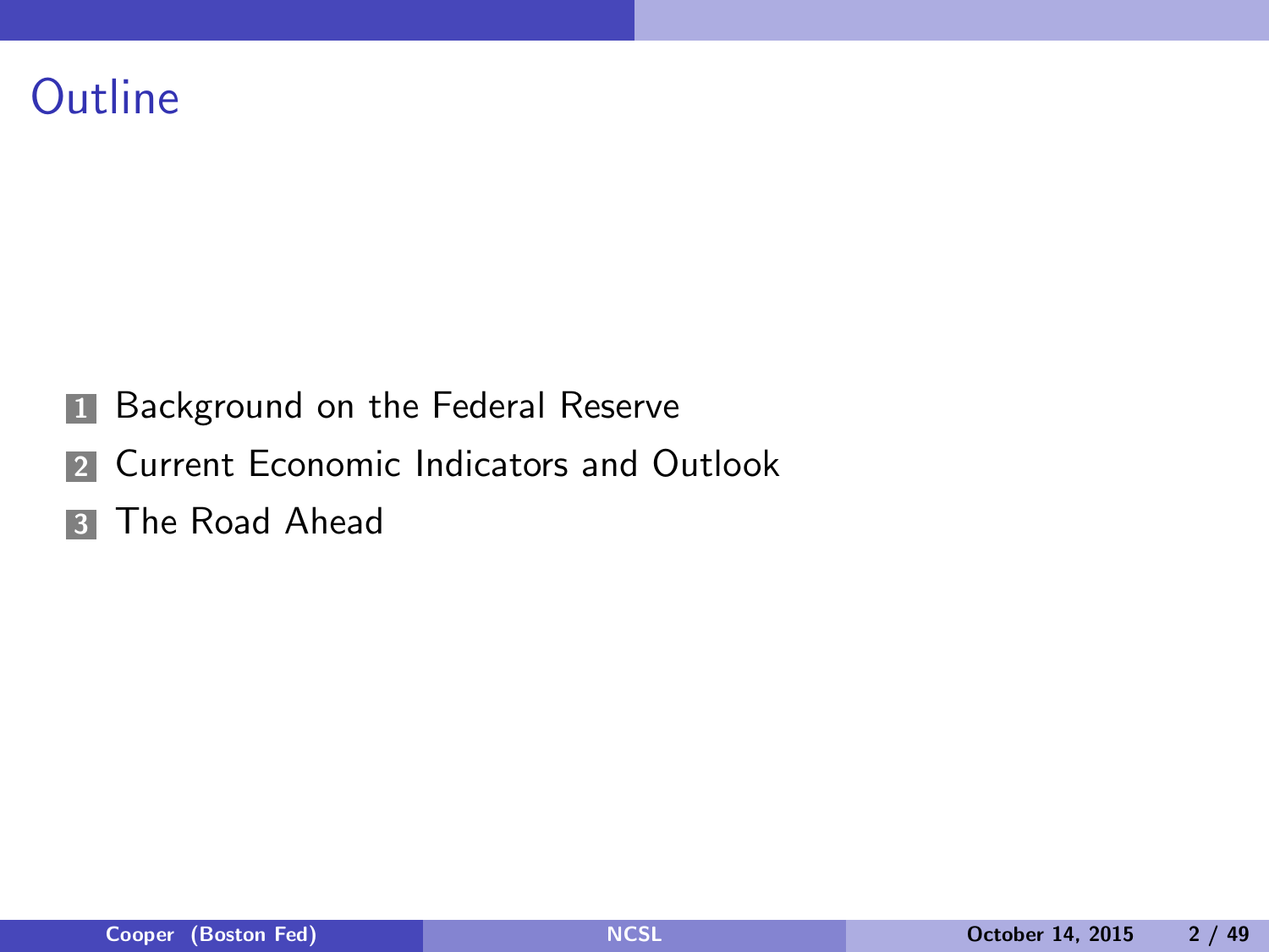# Outline

1. Background on the Federal Reserve
2. Current Economic Indicators and Outlook
3. The Road Ahead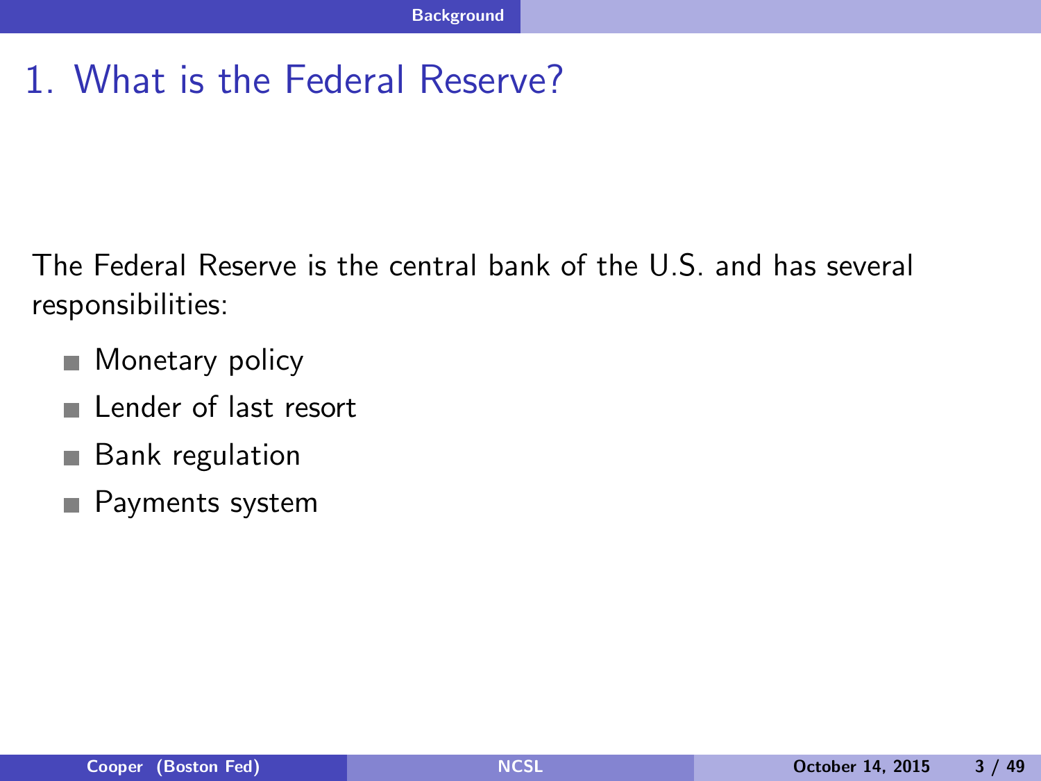# 1. What is the Federal Reserve?

The Federal Reserve is the central bank of the U.S. and has several responsibilities:

- Monetary policy
- Lender of last resort
- Bank regulation
- Payments system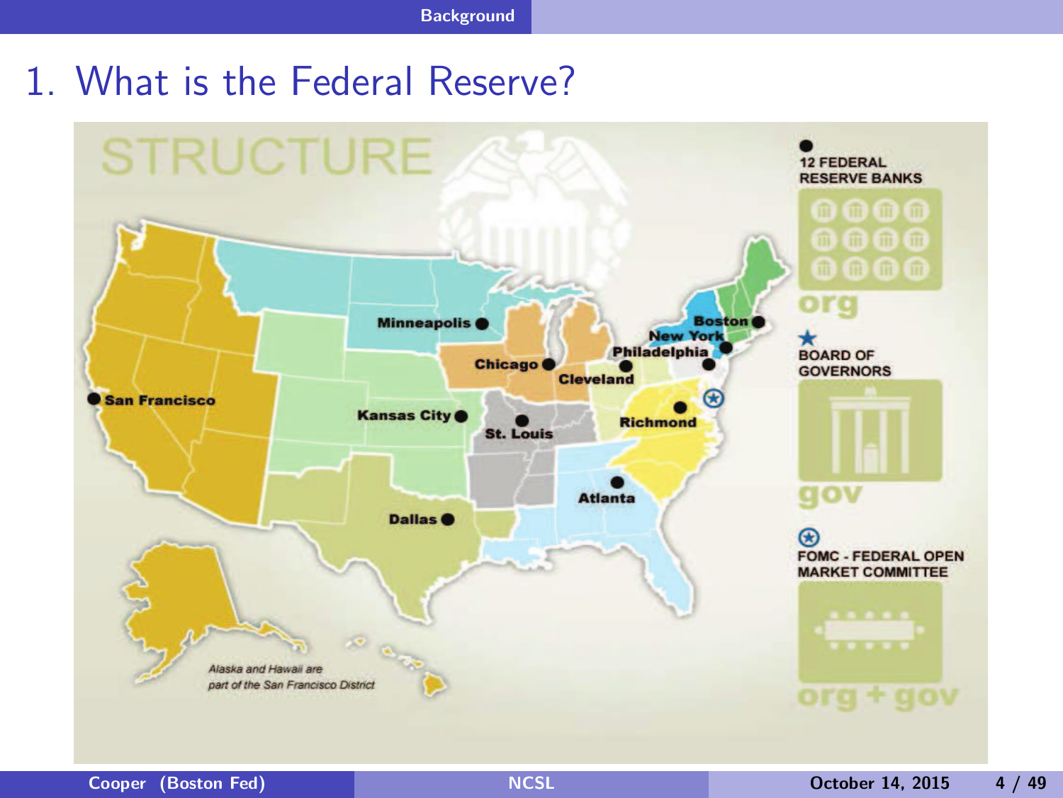# 1. What is the Federal Reserve?

STRUCTURE

12 FEDERAL RESERVE BANKS

org

BOARD OF GOVERNORS

gov

FOMC - FEDERAL OPEN MARKET COMMITTEE

org + gov

San Francisco

Minneapolis

Chicago

Kansas City

St. Louis

Dallas

Cleveland

Boston

New York

Philadelphia

Richmond

Atlanta

Alaska and Hawaii are part of the San Francisco District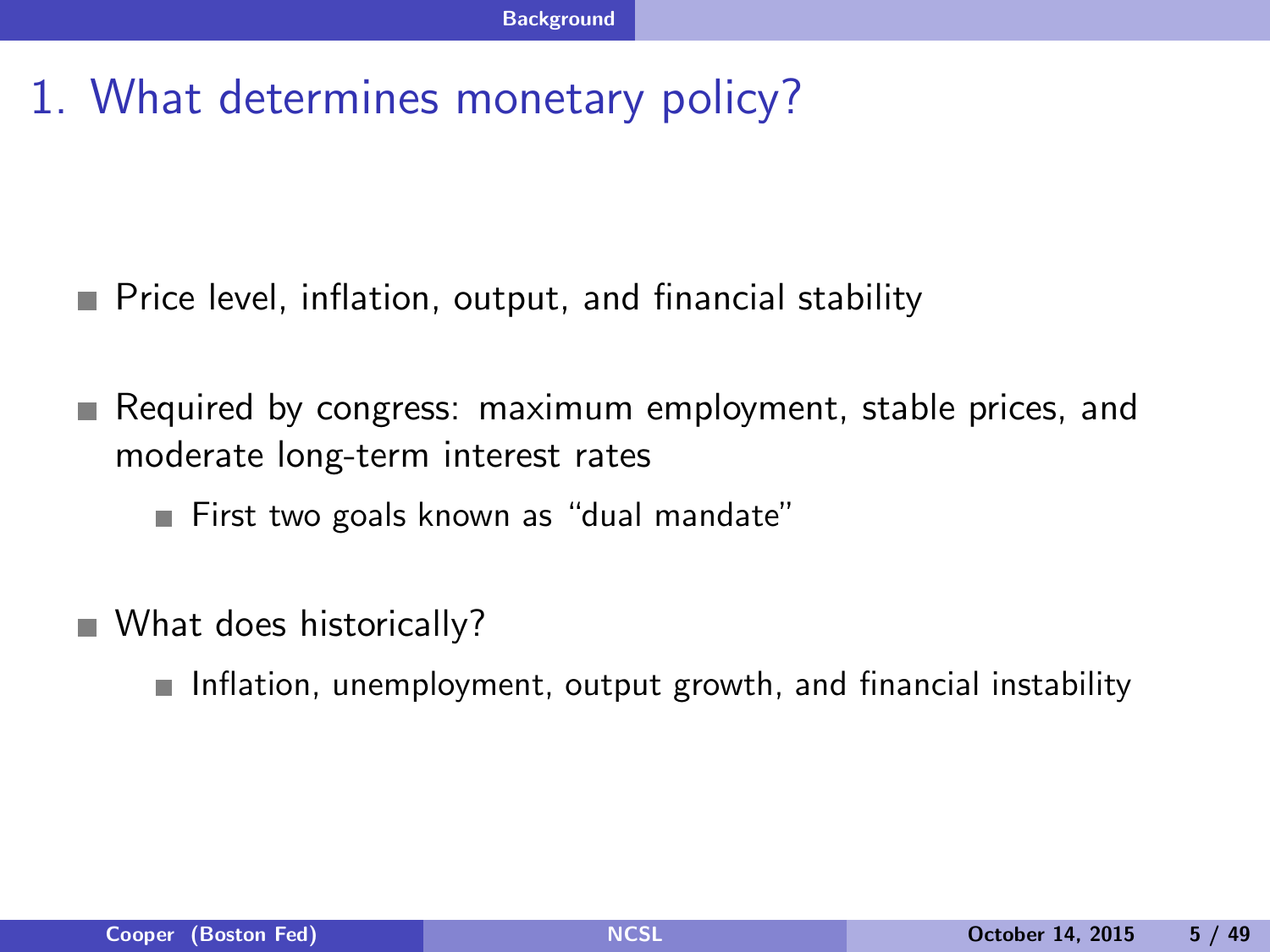# 1. What determines monetary policy?

- Price level, inflation, output, and financial stability
- Required by congress: maximum employment, stable prices, and moderate long-term interest rates
  - First two goals known as "dual mandate"
- What does historically?
  - Inflation, unemployment, output growth, and financial instability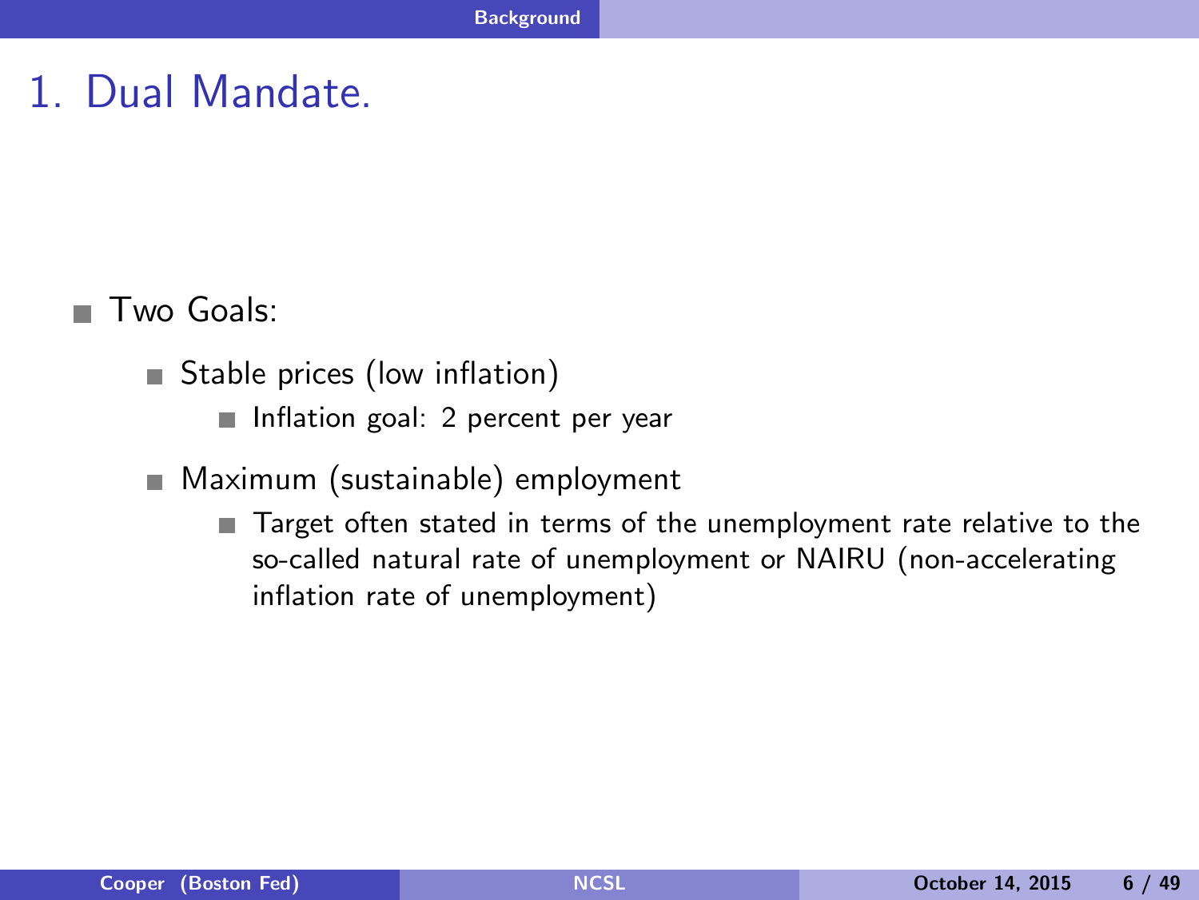# 1. Dual Mandate.

- Two Goals:
  - Stable prices (low inflation)
    - Inflation goal: 2 percent per year
  - Maximum (sustainable) employment
    - Target often stated in terms of the unemployment rate relative to the so-called natural rate of unemployment or NAIRU (non-accelerating inflation rate of unemployment)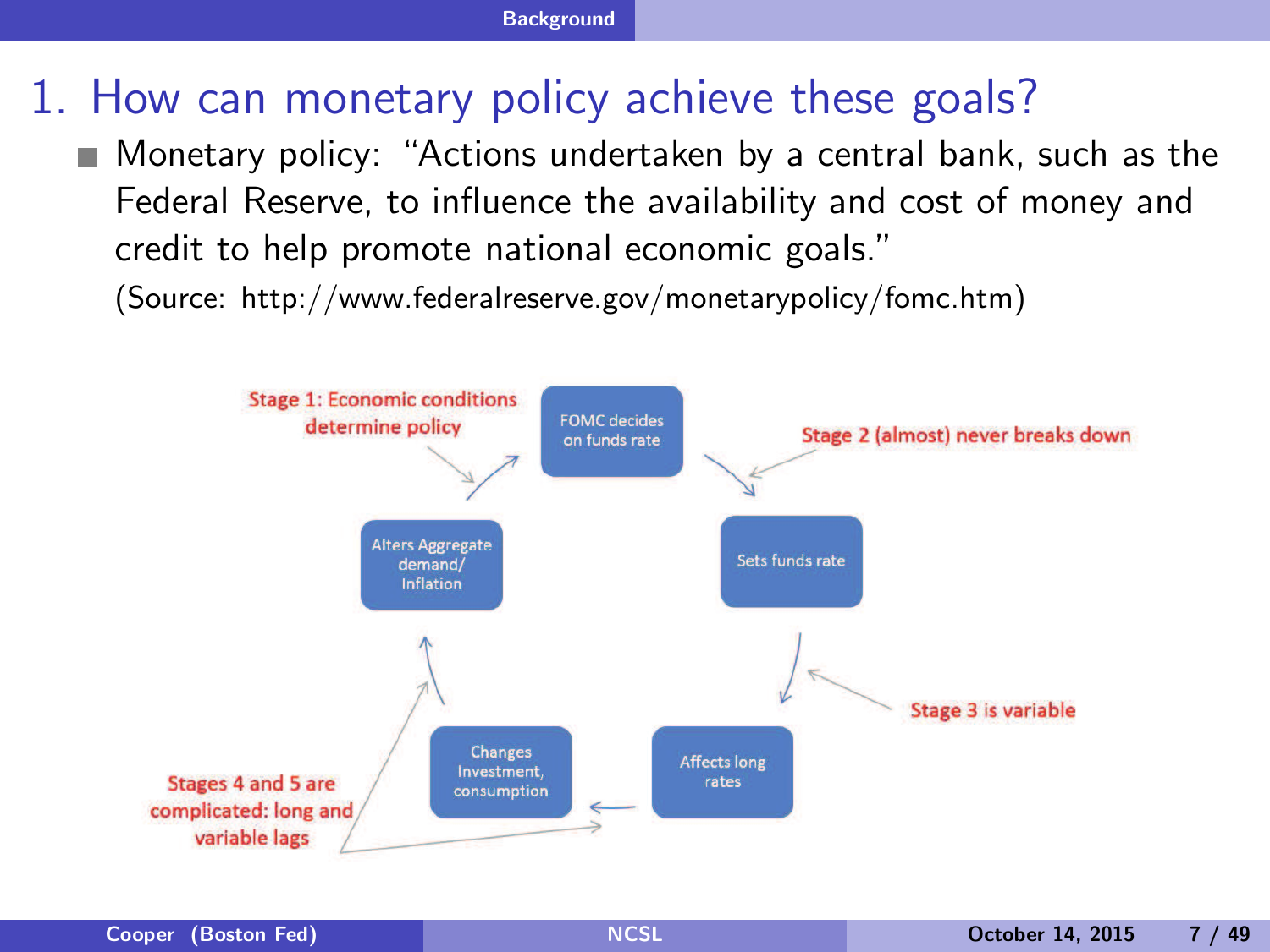# 1. How can monetary policy achieve these goals?

- Monetary policy: "Actions undertaken by a central bank, such as the Federal Reserve, to influence the availability and cost of money and credit to help promote national economic goals."
  (Source: http://www.federalreserve.gov/monetarypolicy/fomc.htm)

Stage 1: Economic conditions determine policy

FOMC decides on funds rate

Stage 2 (almost) never breaks down

Sets funds rate

Stage 3 is variable

Affects long rates

Changes Investment, consumption

Alters Aggregate demand/ Inflation

Stages 4 and 5 are complicated: long and variable lags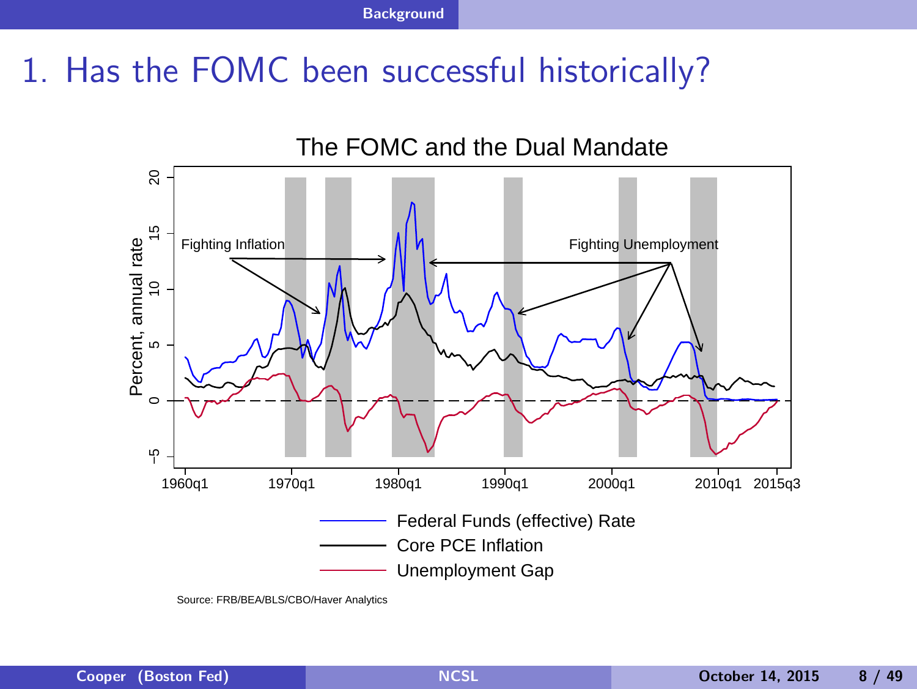# 1. Has the FOMC been successful historically?

The FOMC and the Dual Mandate

Fighting Inflation

Fighting Unemployment

Percent, annual rate

Federal Funds (effective) Rate

Core PCE Inflation

Unemployment Gap

Source: FRB/BEA/BLS/CBO/Haver Analytics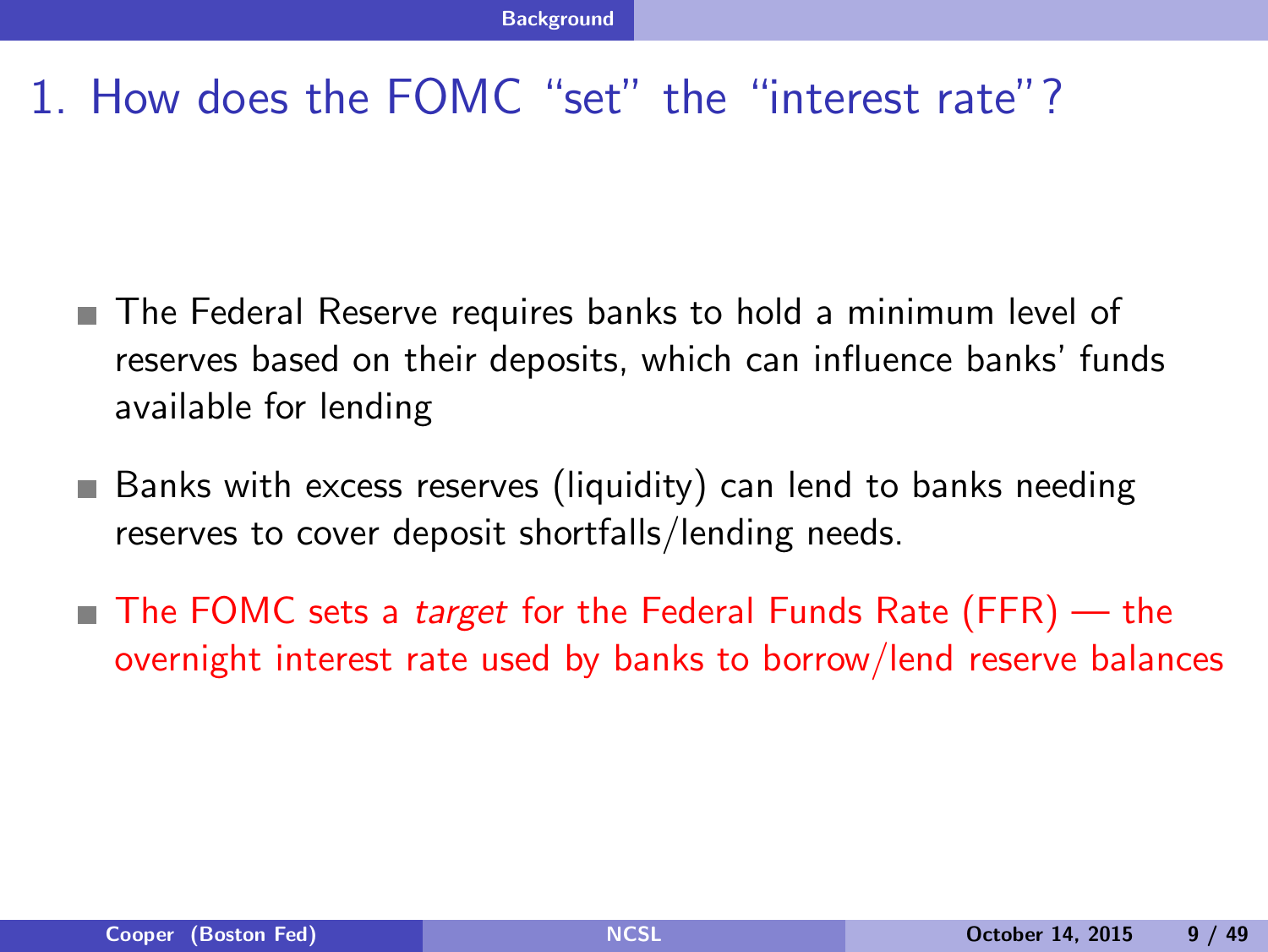# 1. How does the FOMC "set" the "interest rate"?

- The Federal Reserve requires banks to hold a minimum level of reserves based on their deposits, which can influence banks' funds available for lending
- Banks with excess reserves (liquidity) can lend to banks needing reserves to cover deposit shortfalls/lending needs.
- The FOMC sets a *target* for the Federal Funds Rate (FFR) — the overnight interest rate used by banks to borrow/lend reserve balances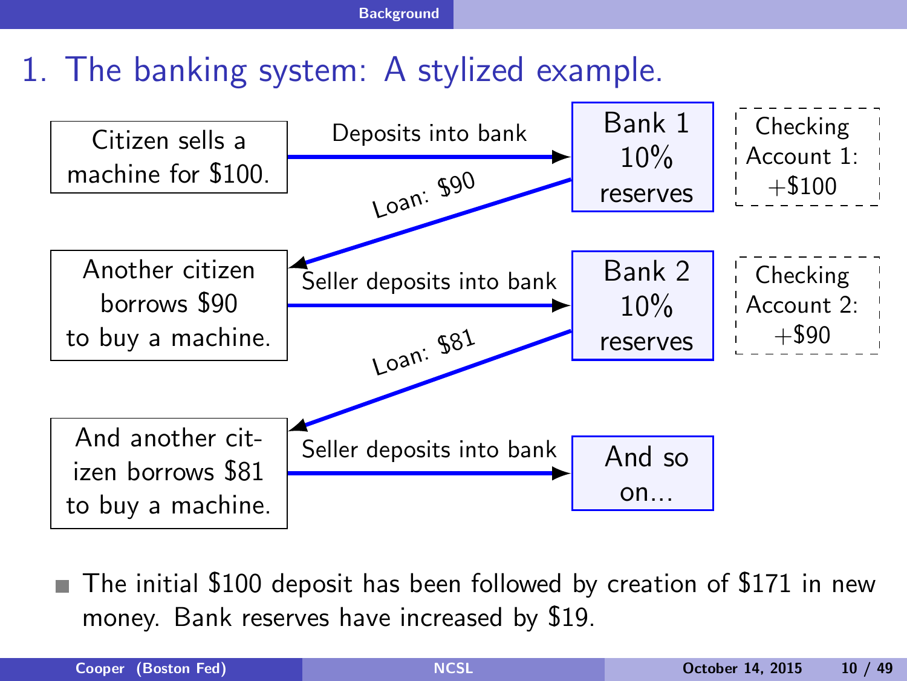# 1. The banking system: A stylized example.

Citin sells a machine for $100. → Deposits into bank → **Bank 1** 10% reserves | Checking Account 1: +$100

Bank 1 → Loan: $90 → Another citizen borrows $90 to buy a machine.

Another citizen borrows $90 to buy a machine. → Seller deposits into bank → **Bank 2** 10% reserves | Checking Account 2: +$90

Bank 2 → Loan: $81 → And another citizen borrows $81 to buy a machine.

And another citizen borrows $81 to buy a machine. → Seller deposits into bank → And so on...

- The initial $100 deposit has been followed by creation of $171 in new money. Bank reserves have increased by $19.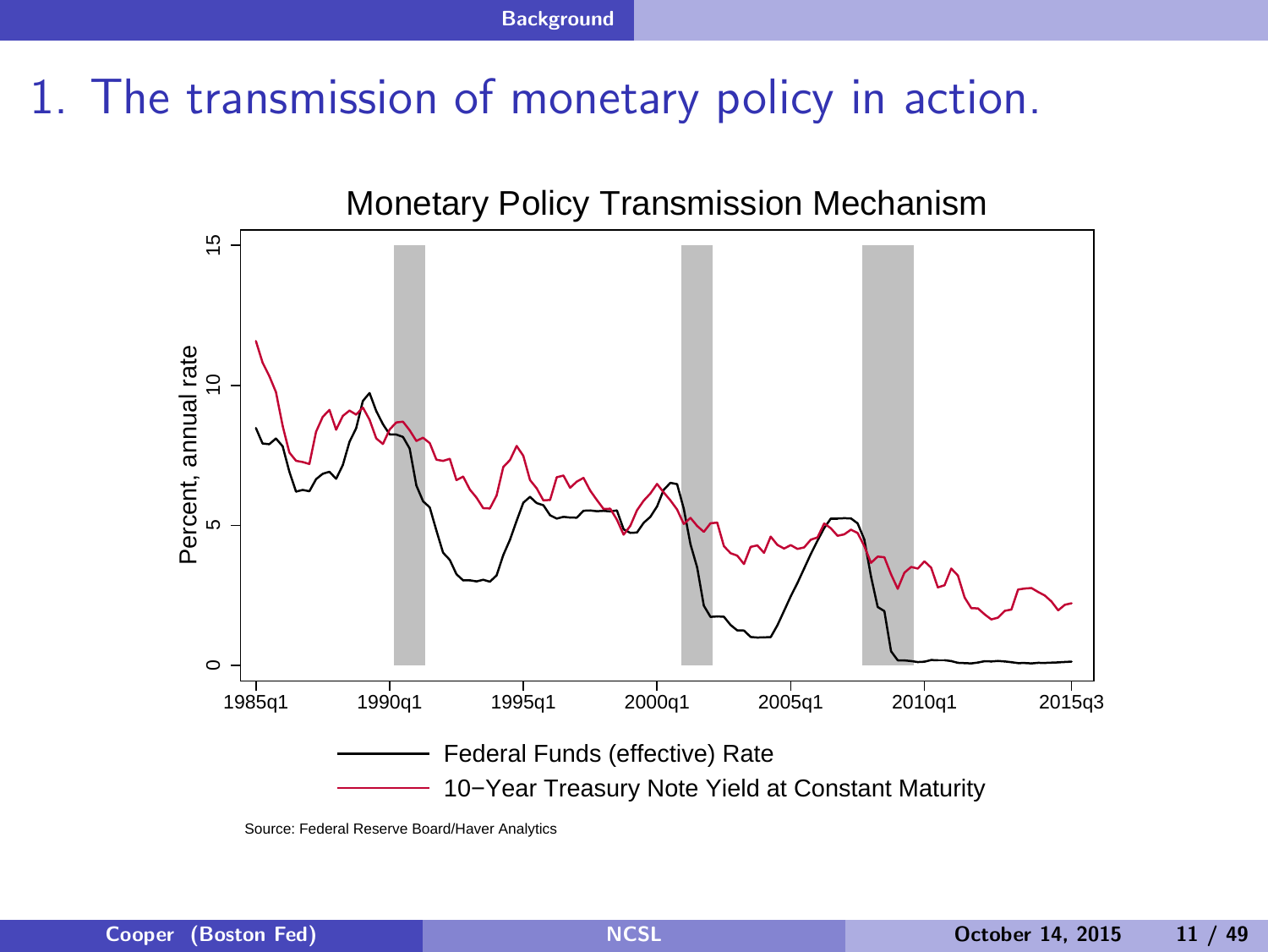# 1. The transmission of monetary policy in action.

Monetary Policy Transmission Mechanism

Percent, annual rate

0, 5, 10, 15

1985q1, 1990q1, 1995q1, 2000q1, 2005q1, 2010q1, 2015q3

Federal Funds (effective) Rate

10−Year Treasury Note Yield at Constant Maturity

Source: Federal Reserve Board/Haver Analytics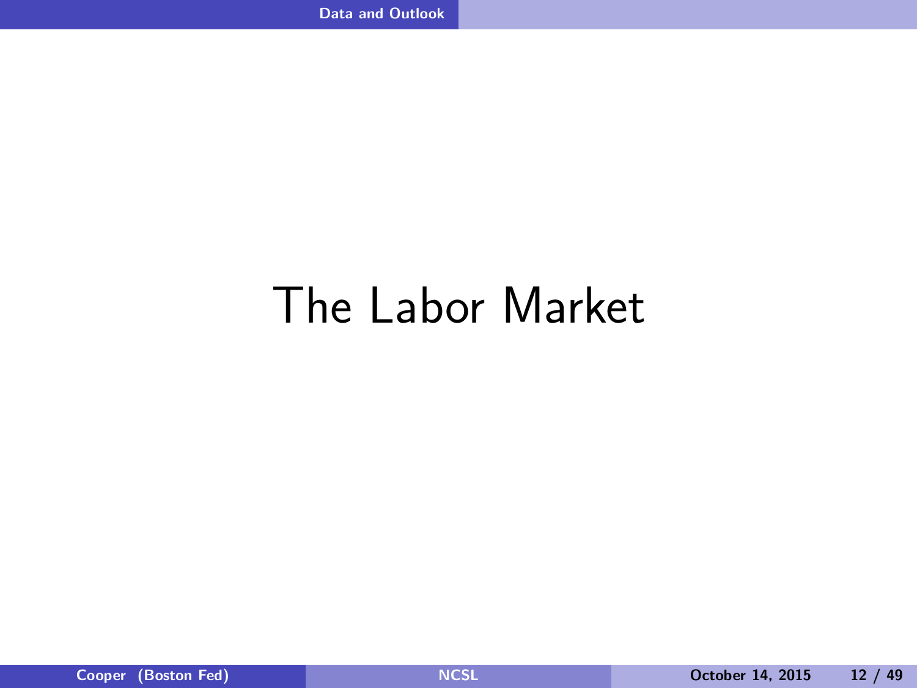# The Labor Market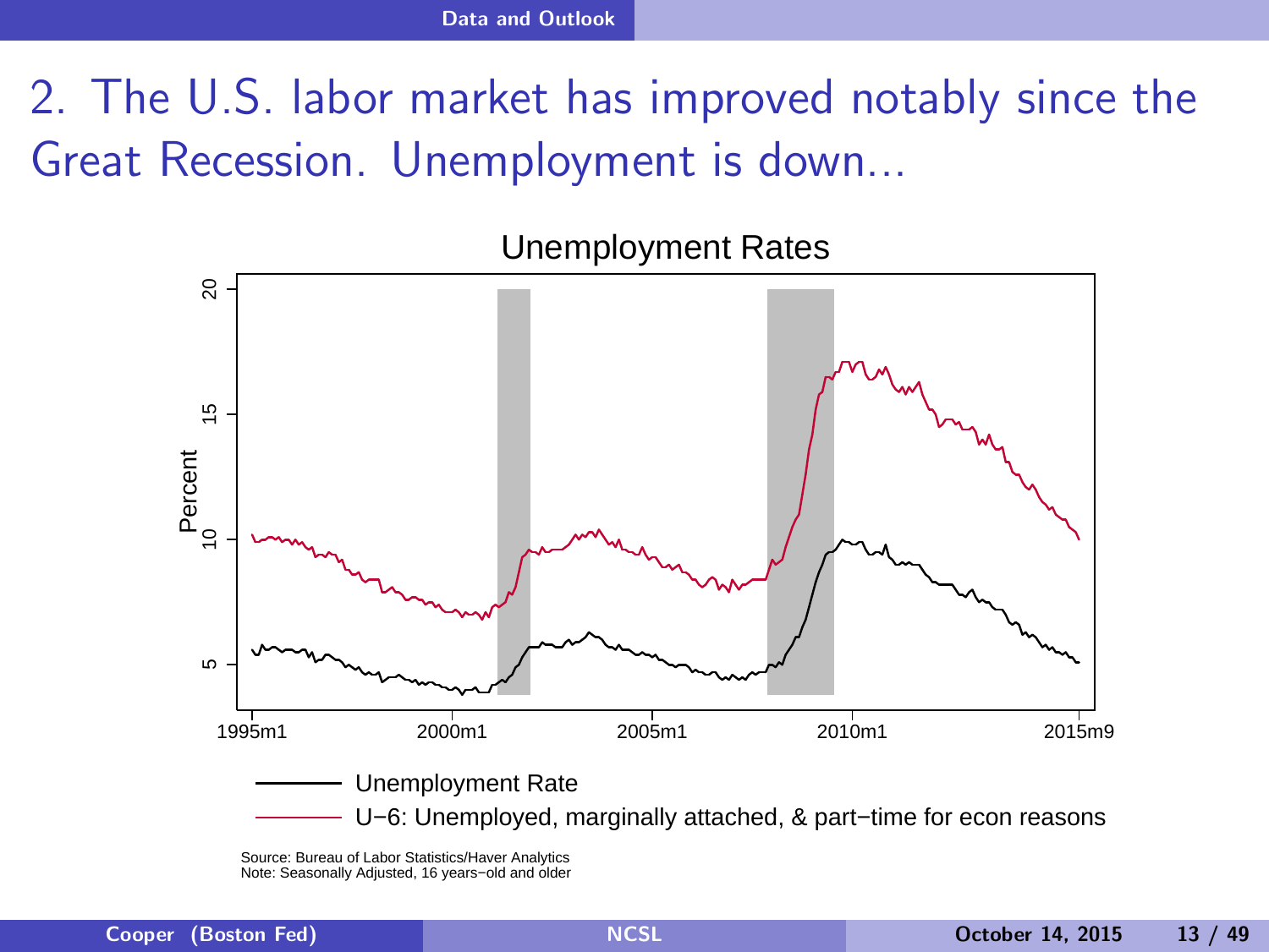# 2. The U.S. labor market has improved notably since the Great Recession. Unemployment is down...

**Unemployment Rates**

Percent

20, 15, 10, 5

1995m1, 2000m1, 2005m1, 2010m1, 2015m9

Unemployment Rate

U−6: Unemployed, marginally attached, & part−time for econ reasons

Source: Bureau of Labor Statistics/Haver Analytics
Note: Seasonally Adjusted, 16 years−old and older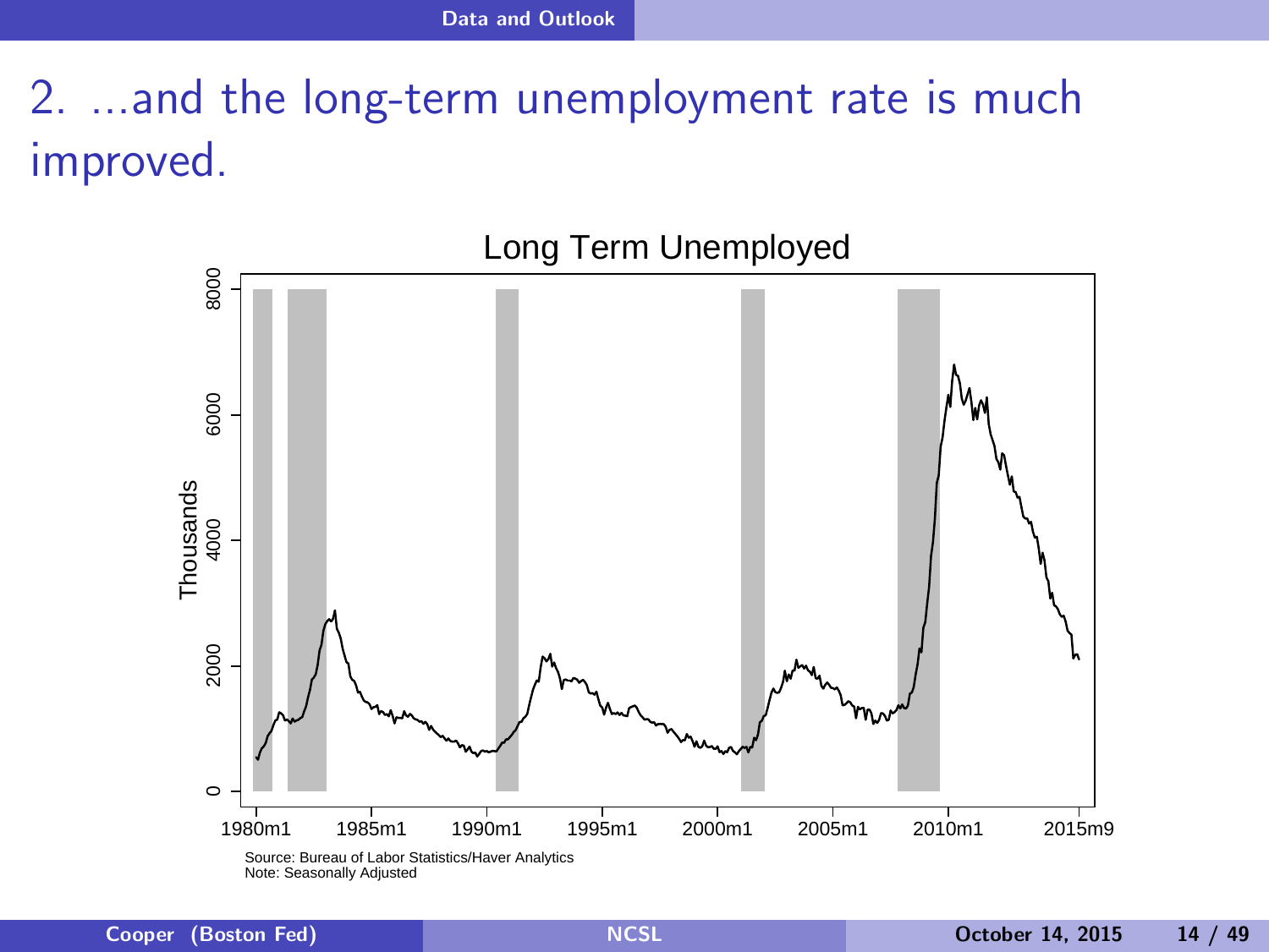# 2. ...and the long-term unemployment rate is much improved.

Long Term Unemployed

Source: Bureau of Labor Statistics/Haver Analytics
Note: Seasonally Adjusted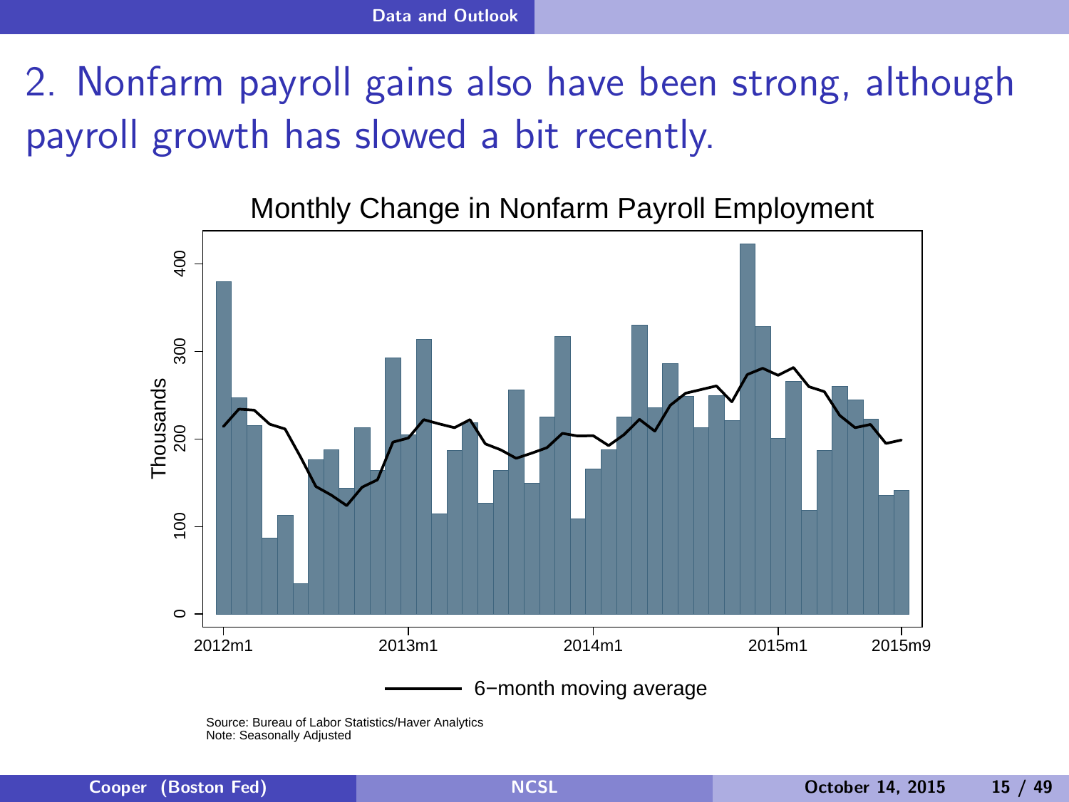# 2. Nonfarm payroll gains also have been strong, although payroll growth has slowed a bit recently.

Monthly Change in Nonfarm Payroll Employment

Source: Bureau of Labor Statistics/Haver Analytics
Note: Seasonally Adjusted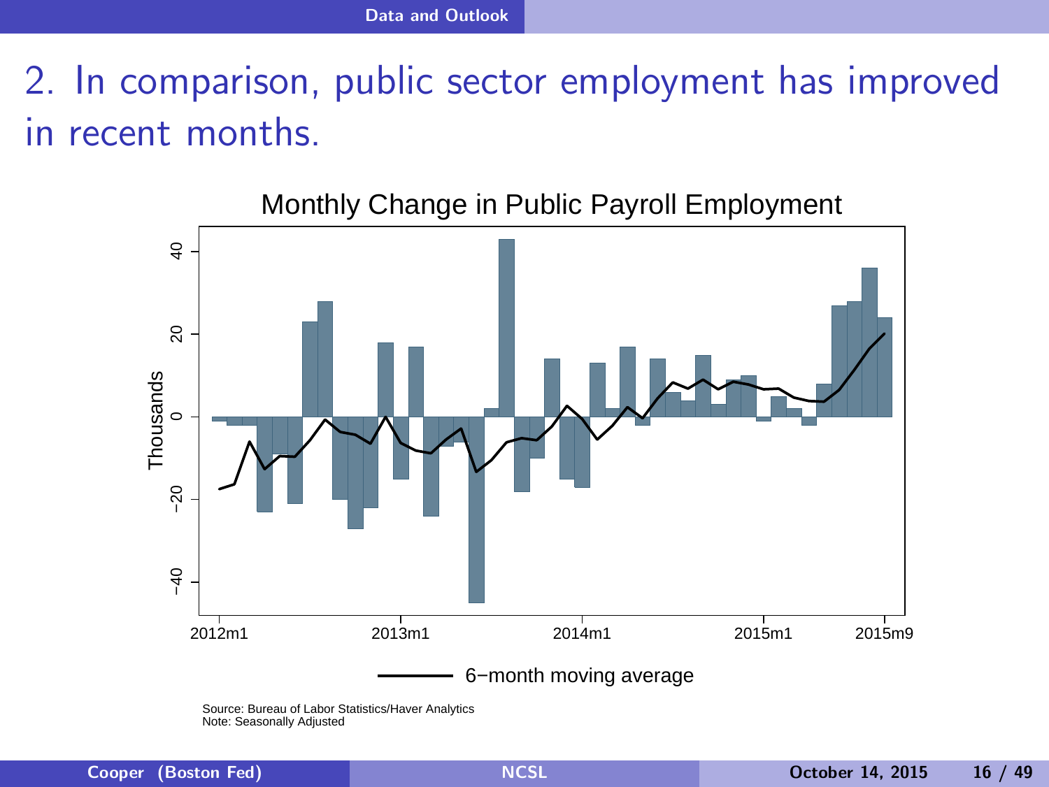# 2. In comparison, public sector employment has improved in recent months.

Monthly Change in Public Payroll Employment

Source: Bureau of Labor Statistics/Haver Analytics
Note: Seasonally Adjusted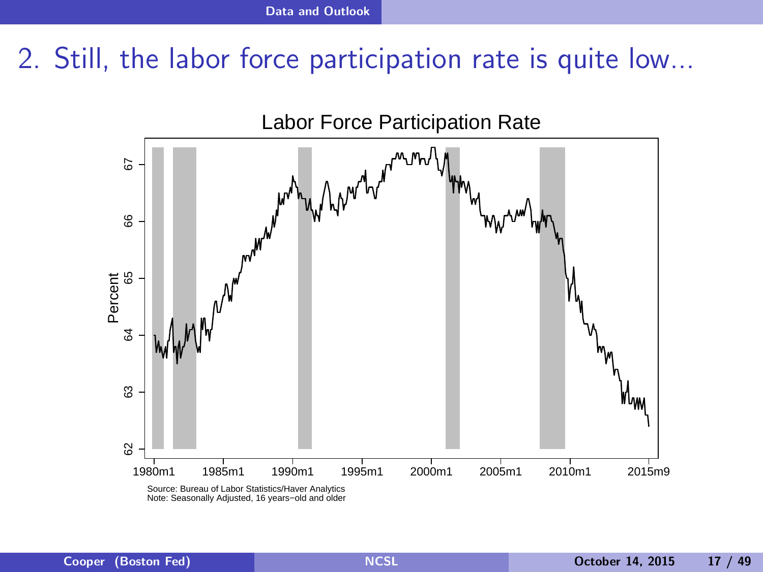# 2. Still, the labor force participation rate is quite low...

Labor Force Participation Rate

Source: Bureau of Labor Statistics/Haver Analytics
Note: Seasonally Adjusted, 16 years−old and older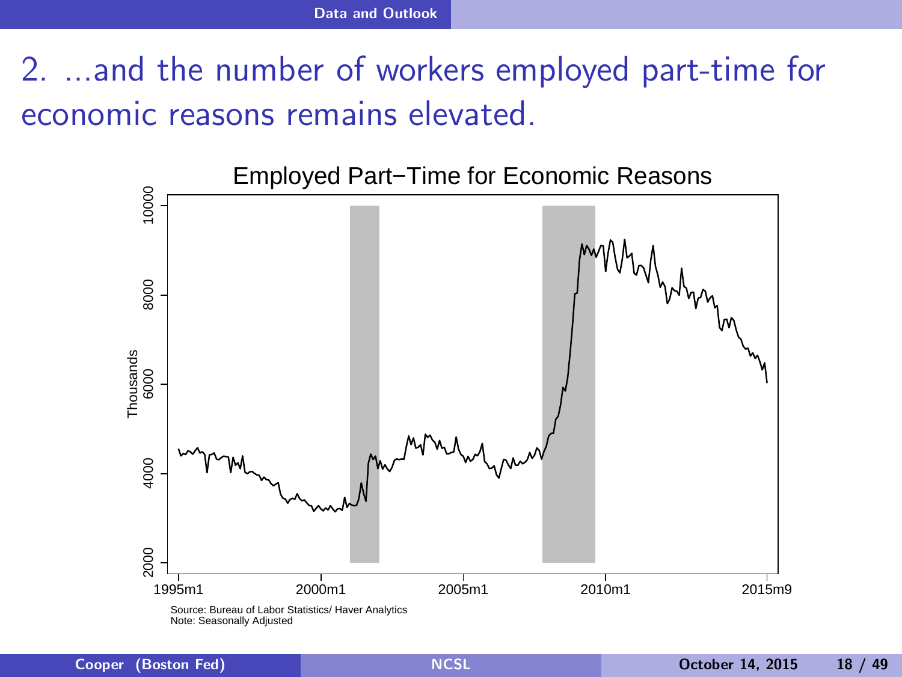# 2. ...and the number of workers employed part-time for economic reasons remains elevated.

**Employed Part−Time for Economic Reasons**

Thousands

Source: Bureau of Labor Statistics/ Haver Analytics
Note: Seasonally Adjusted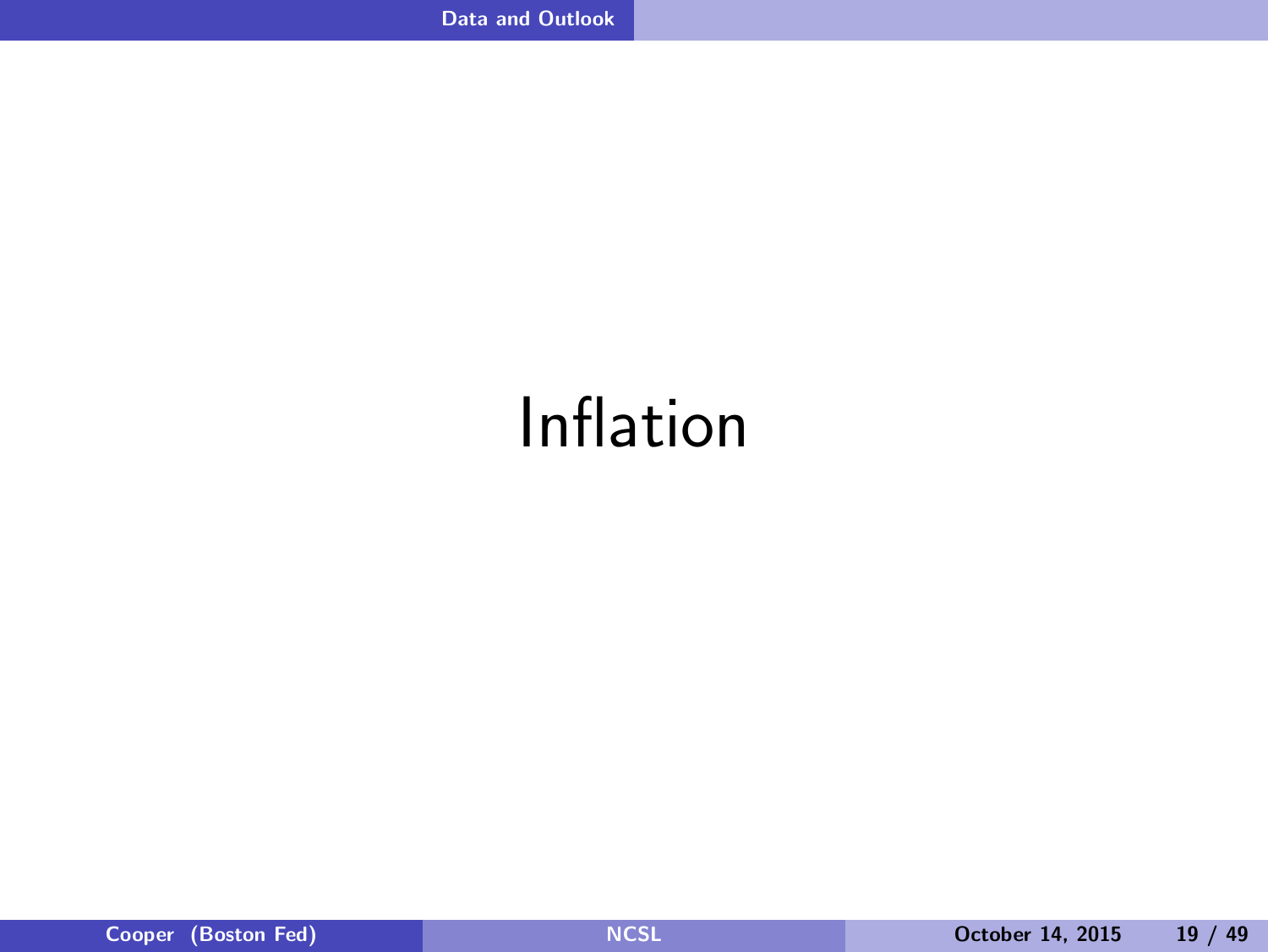# Inflation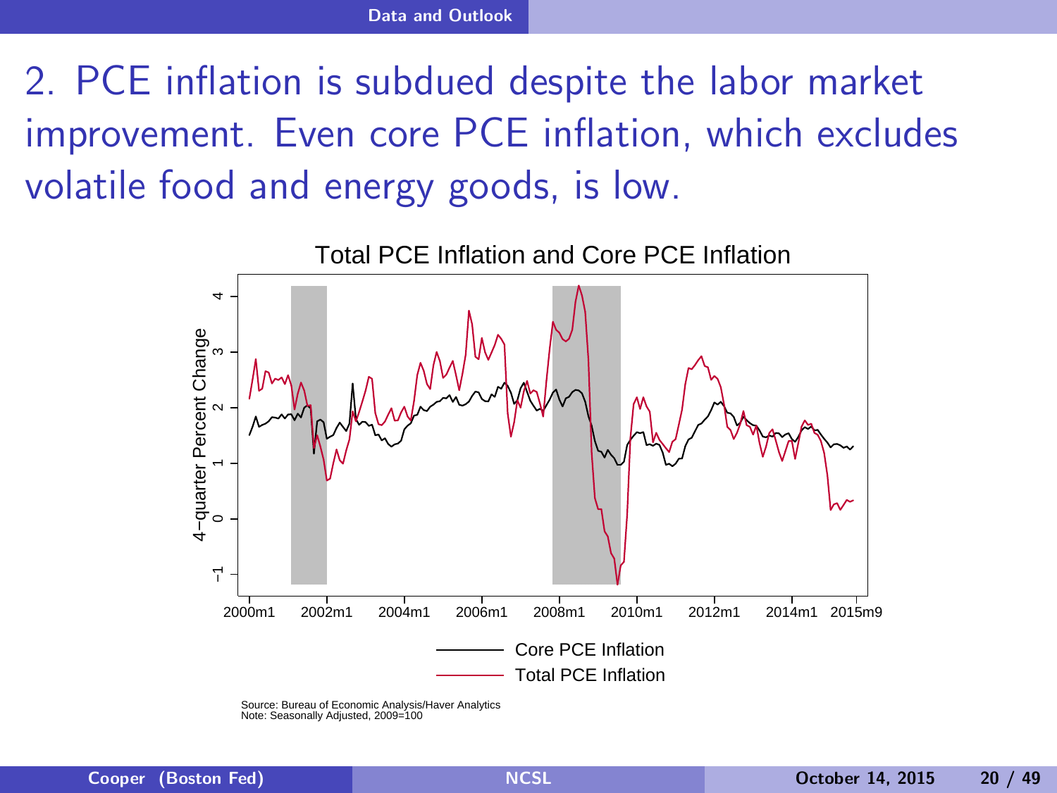## 2. PCE inflation is subdued despite the labor market improvement. Even core PCE inflation, which excludes volatile food and energy goods, is low.

Total PCE Inflation and Core PCE Inflation

Source: Bureau of Economic Analysis/Haver Analytics
Note: Seasonally Adjusted, 2009=100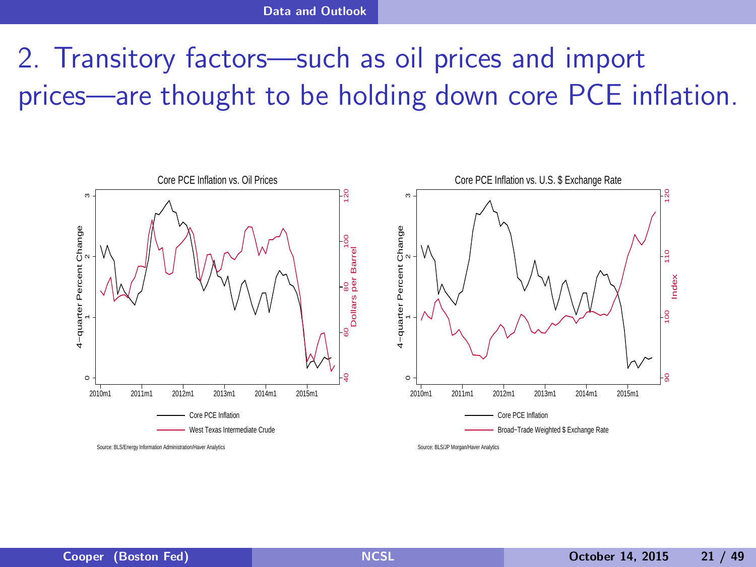# 2. Transitory factors—such as oil prices and import prices—are thought to be holding down core PCE inflation.

Core PCE Inflation vs. Oil Prices

Core PCE Inflation vs. U.S. $ Exchange Rate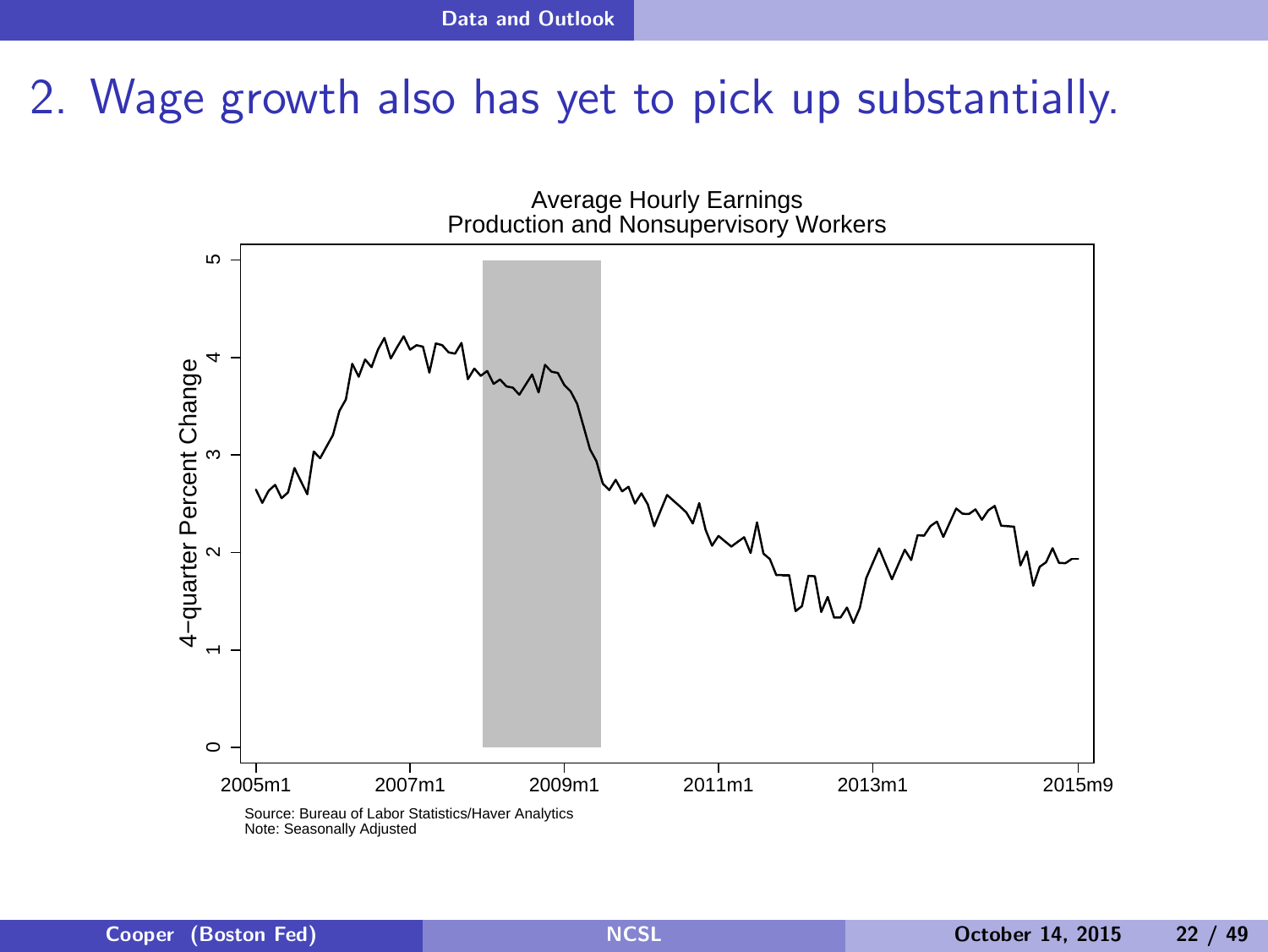# 2. Wage growth also has yet to pick up substantially.

Average Hourly Earnings
Production and Nonsupervisory Workers

Source: Bureau of Labor Statistics/Haver Analytics
Note: Seasonally Adjusted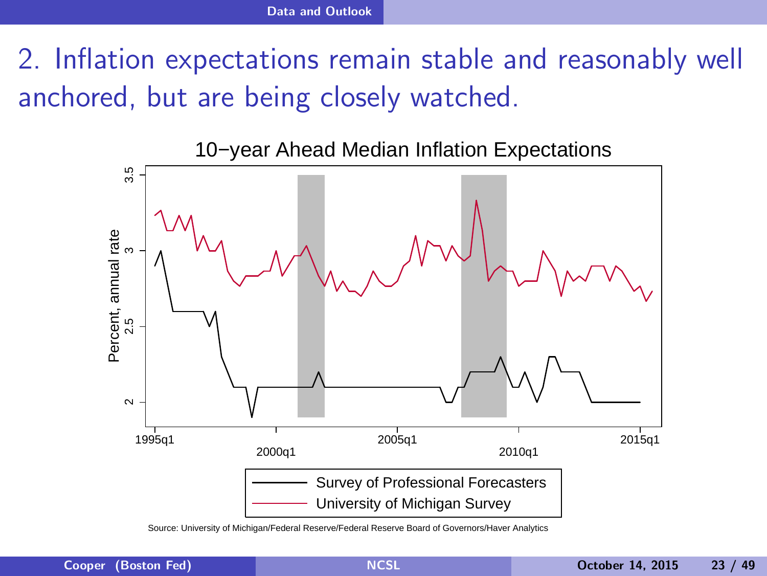# 2. Inflation expectations remain stable and reasonably well anchored, but are being closely watched.

10−year Ahead Median Inflation Expectations

Percent, annual rate

1995q1 2000q1 2005q1 2010q1 2015q1

Survey of Professional Forecasters

University of Michigan Survey

Source: University of Michigan/Federal Reserve/Federal Reserve Board of Governors/Haver Analytics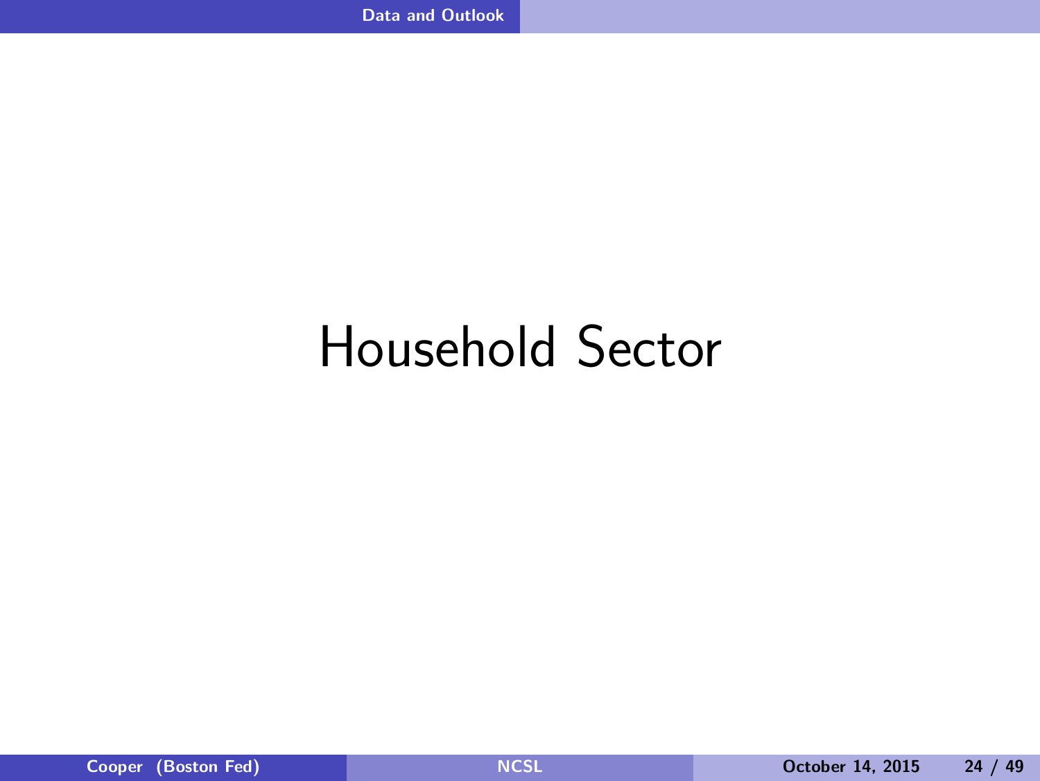# Household Sector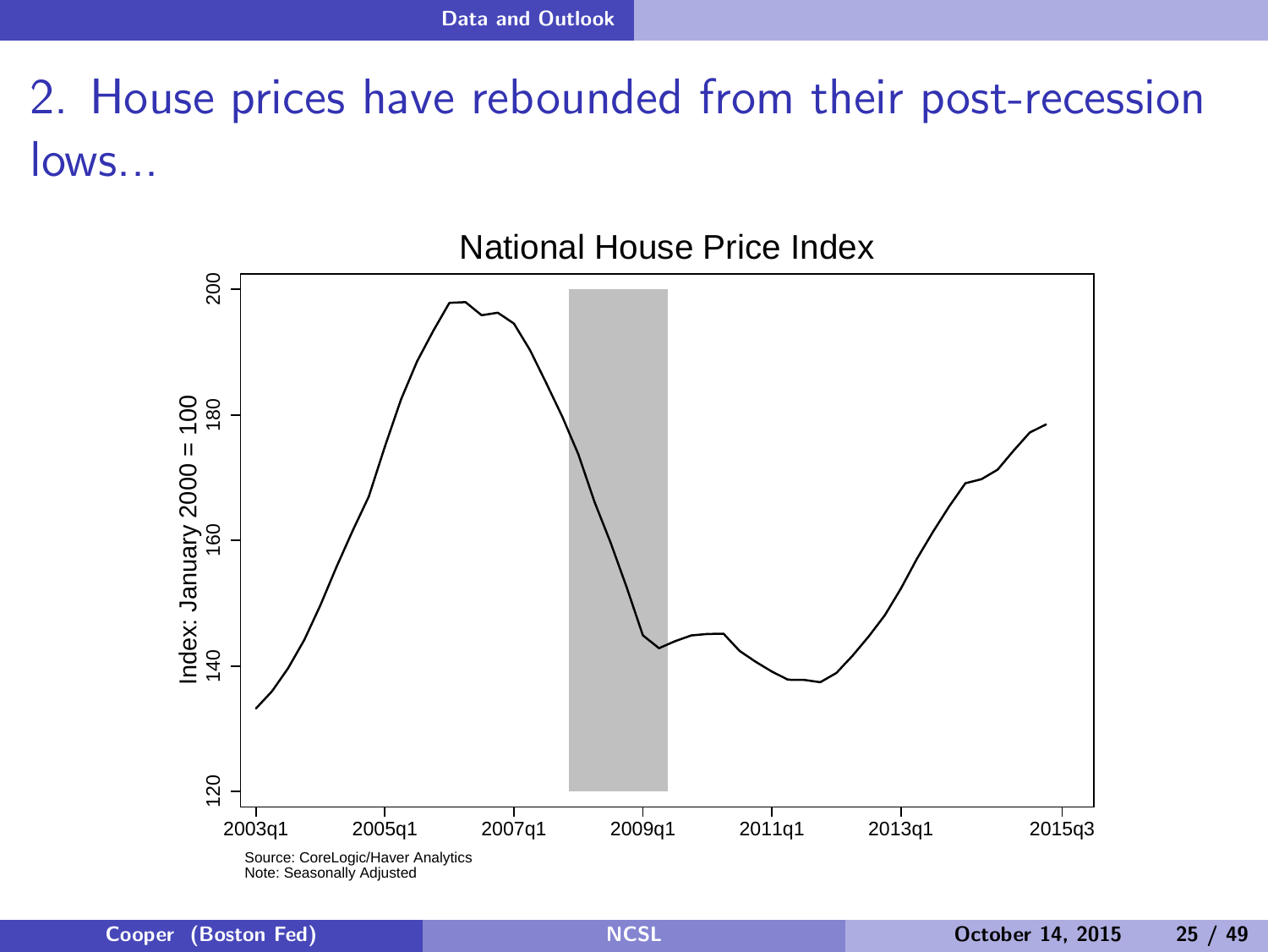## 2. House prices have rebounded from their post-recession lows...

National House Price Index

Index: January 2000 = 100

200
180
160
140
120

2003q1 2005q1 2007q1 2009q1 2011q1 2013q1 2015q3

Source: CoreLogic/Haver Analytics
Note: Seasonally Adjusted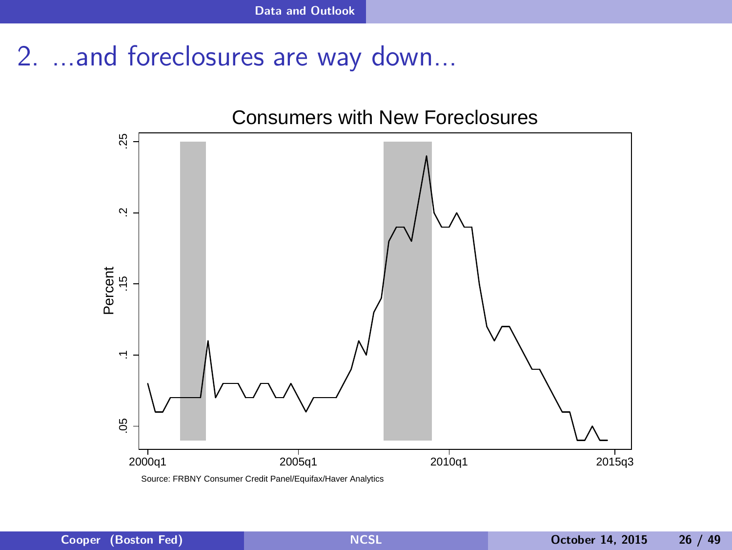# 2. ...and foreclosures are way down...

Consumers with New Foreclosures

Source: FRBNY Consumer Credit Panel/Equifax/Haver Analytics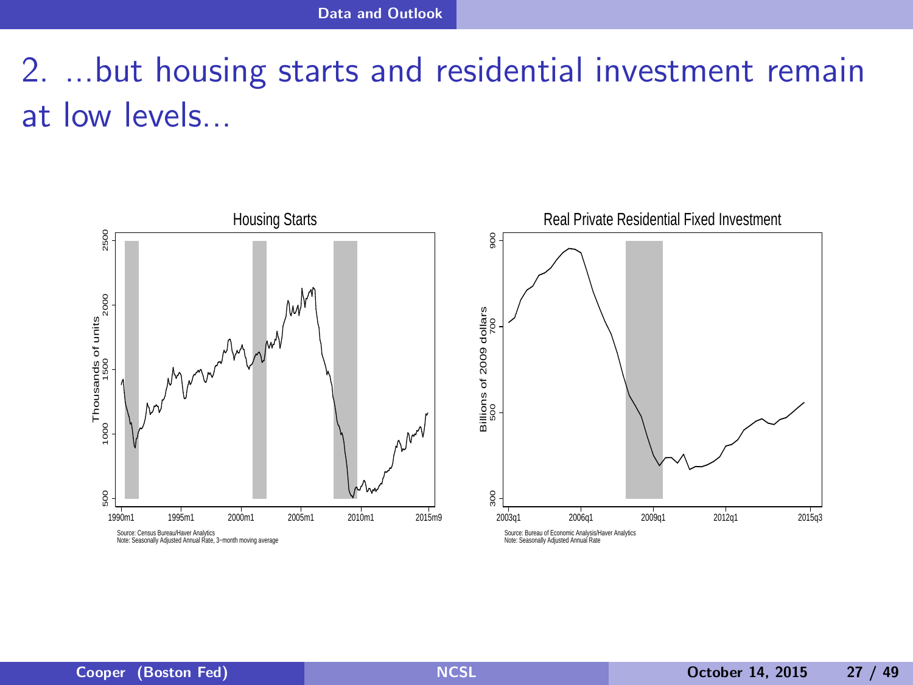# 2. ...but housing starts and residential investment remain at low levels...

**Housing Starts**

Thousands of units

Source: Census Bureau/Haver Analytics
Note: Seasonally Adjusted Annual Rate, 3−month moving average

**Real Private Residential Fixed Investment**

Billions of 2009 dollars

Source: Bureau of Economic Analysis/Haver Analytics
Note: Seasonally Adjusted Annual Rate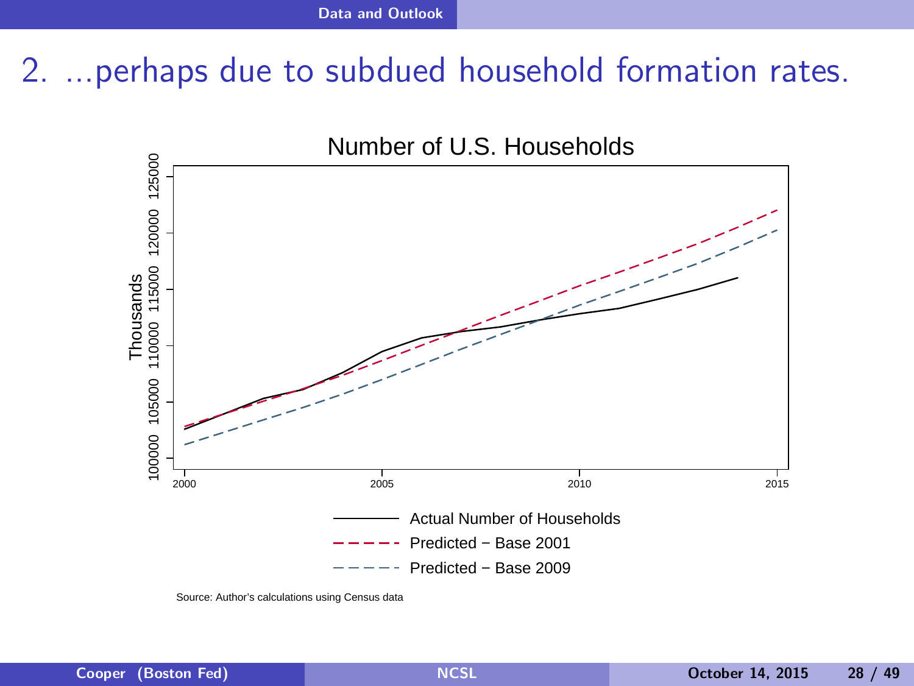# 2. ...perhaps due to subdued household formation rates.

**Number of U.S. Households**

Thousands

100000 105000 110000 115000 120000 125000

2000 2005 2010 2015

Actual Number of Households

Predicted − Base 2001

Predicted − Base 2009

Source: Author's calculations using Census data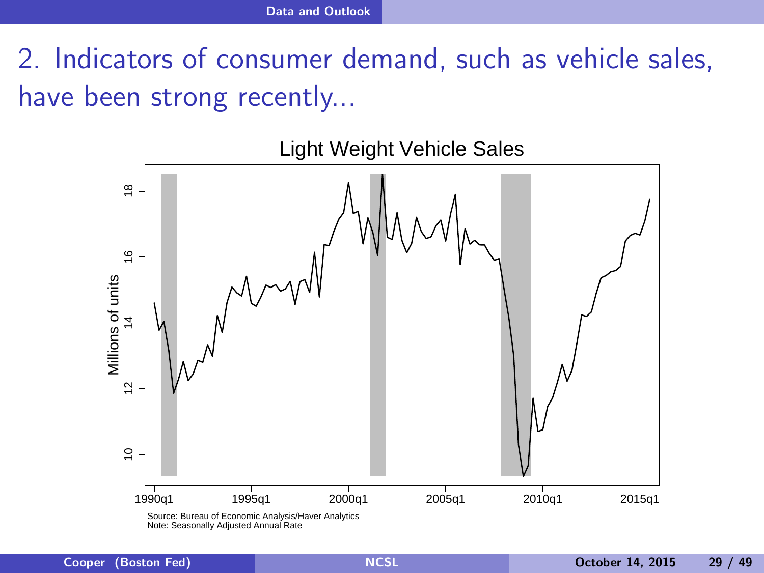# 2. Indicators of consumer demand, such as vehicle sales, have been strong recently...

Light Weight Vehicle Sales

Source: Bureau of Economic Analysis/Haver Analytics
Note: Seasonally Adjusted Annual Rate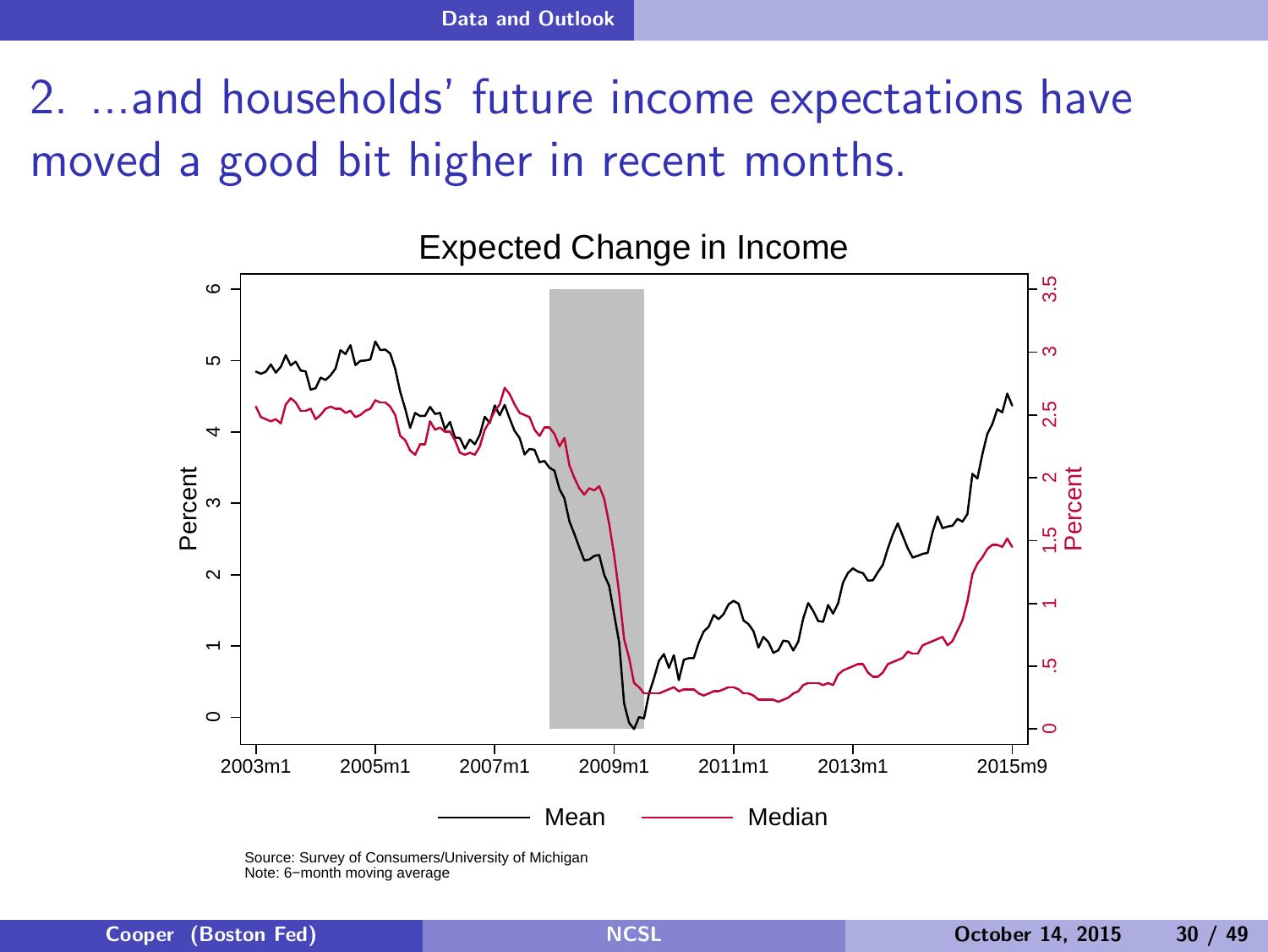## 2. ...and households' future income expectations have moved a good bit higher in recent months.

Expected Change in Income

Source: Survey of Consumers/University of Michigan
Note: 6−month moving average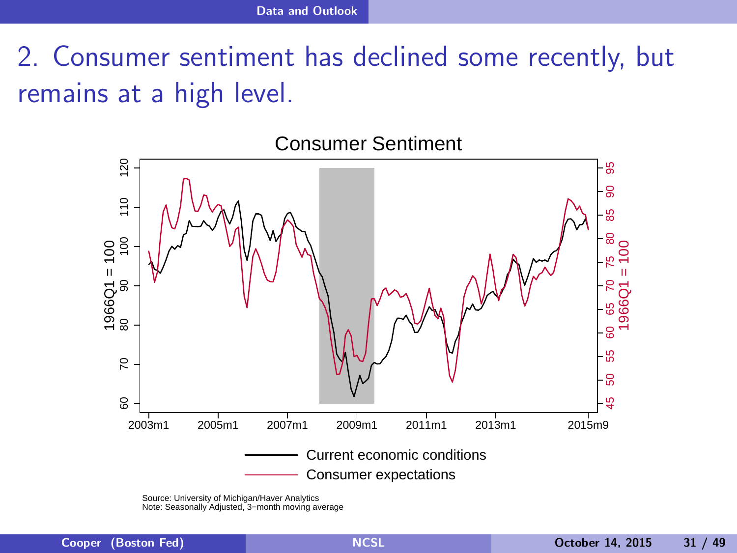# 2. Consumer sentiment has declined some recently, but remains at a high level.

Consumer Sentiment

Source: University of Michigan/Haver Analytics
Note: Seasonally Adjusted, 3−month moving average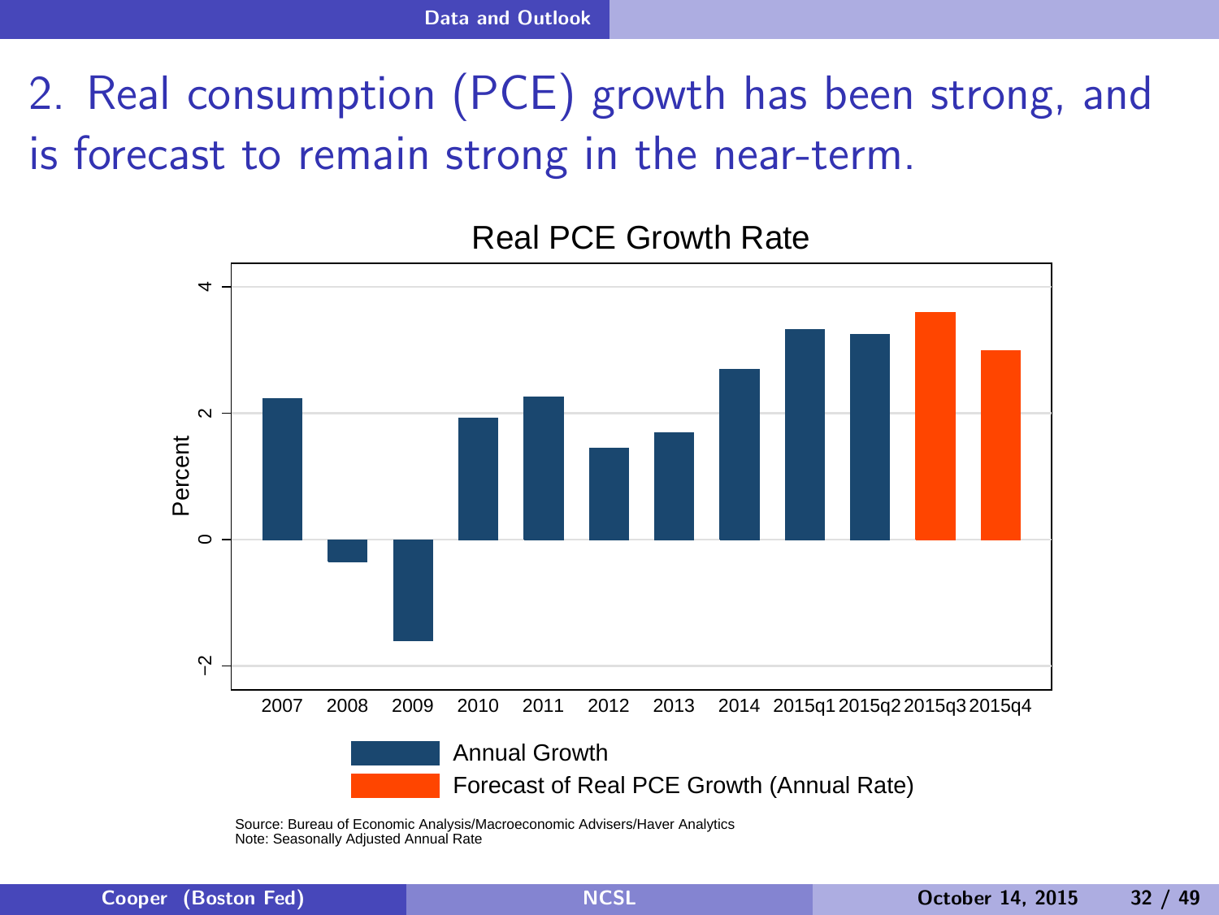## 2. Real consumption (PCE) growth has been strong, and is forecast to remain strong in the near-term.

**Real PCE Growth Rate**

Percent

2007 2008 2009 2010 2011 2012 2013 2014 2015q1 2015q2 2015q3 2015q4

Annual Growth

Forecast of Real PCE Growth (Annual Rate)

Source: Bureau of Economic Analysis/Macroeconomic Advisers/Haver Analytics
Note: Seasonally Adjusted Annual Rate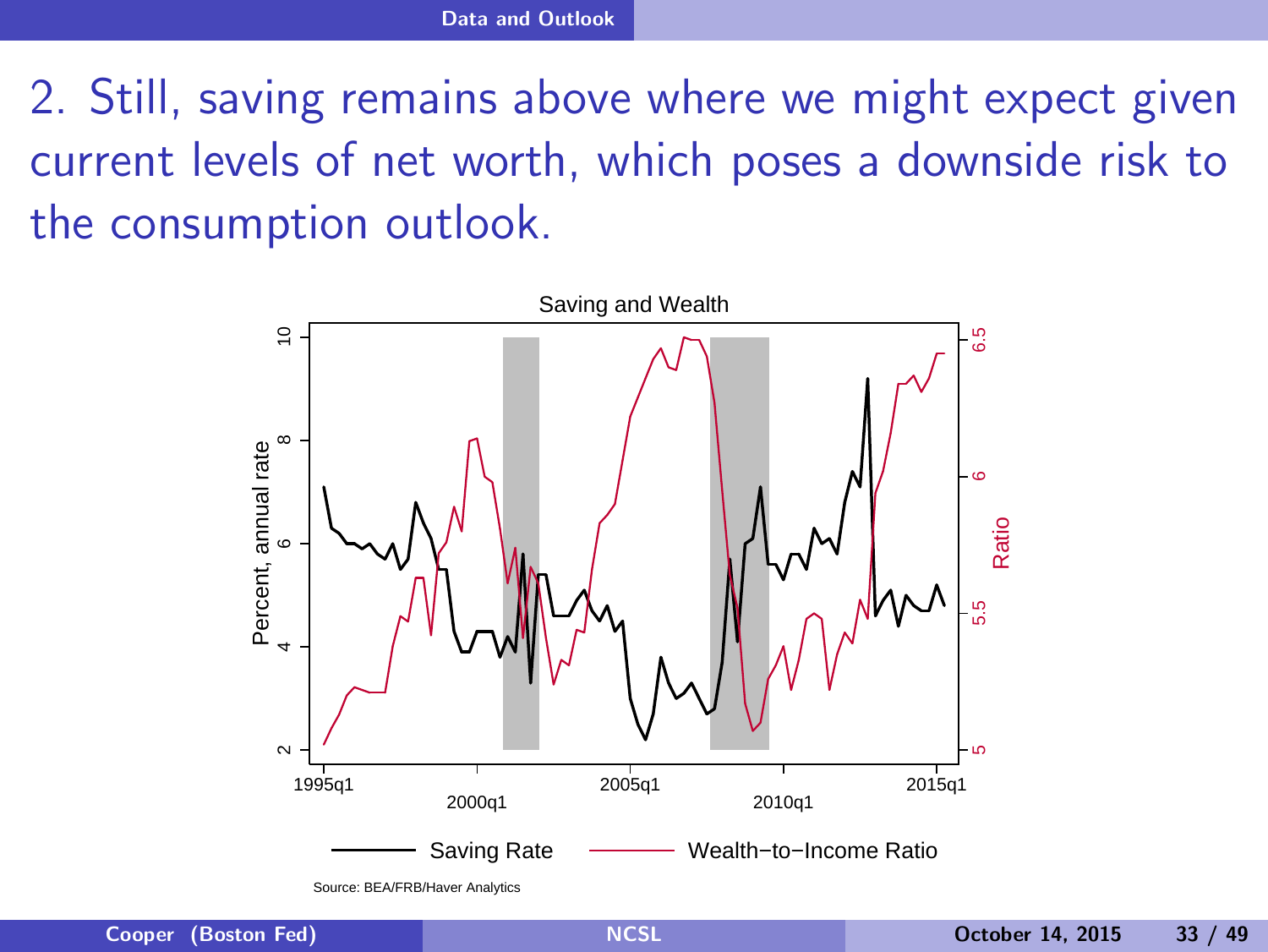## 2. Still, saving remains above where we might expect given current levels of net worth, which poses a downside risk to the consumption outlook.

Saving and Wealth

Percent, annual rate

Ratio

Saving Rate — Wealth−to−Income Ratio

Source: BEA/FRB/Haver Analytics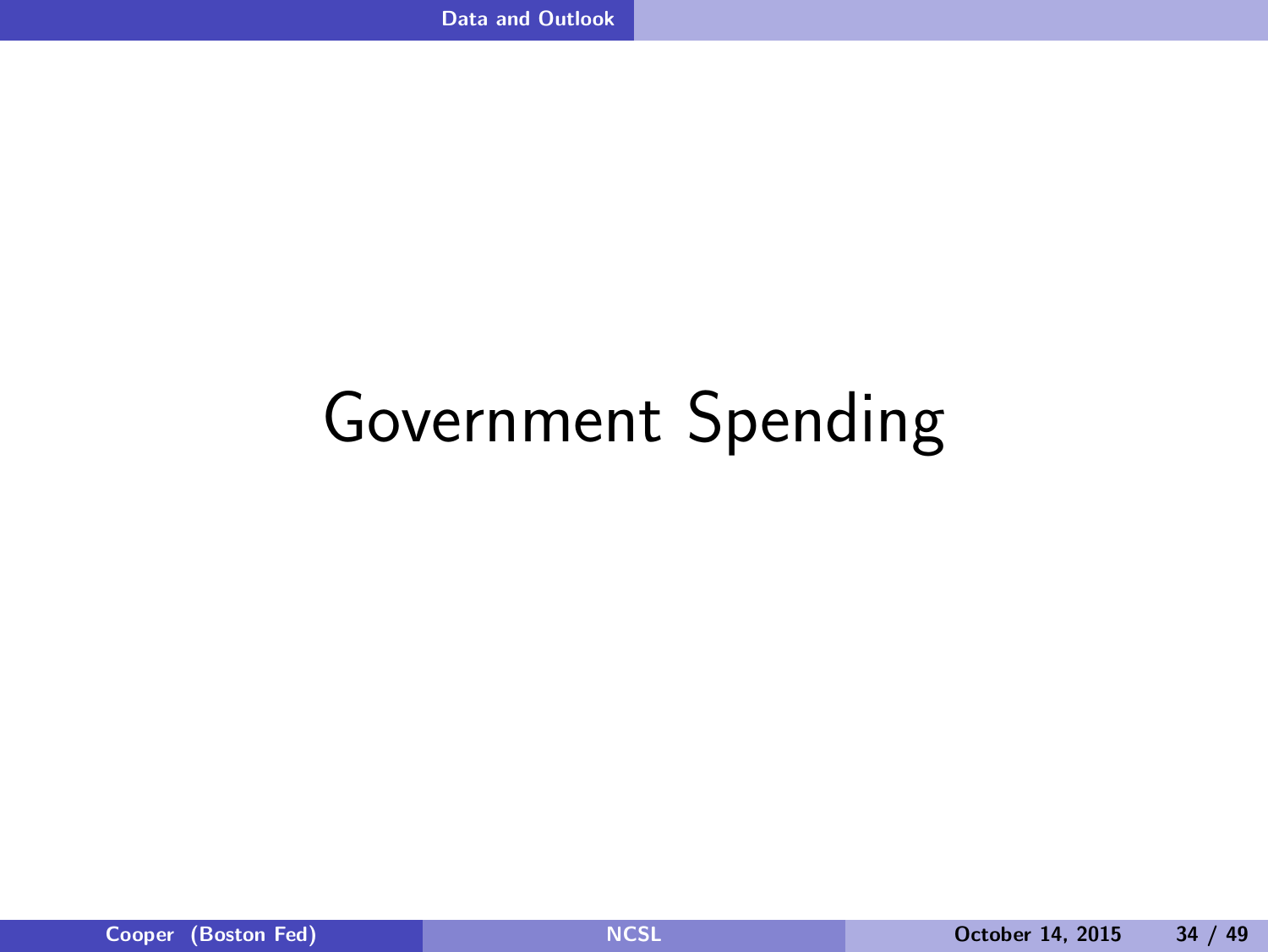# Government Spending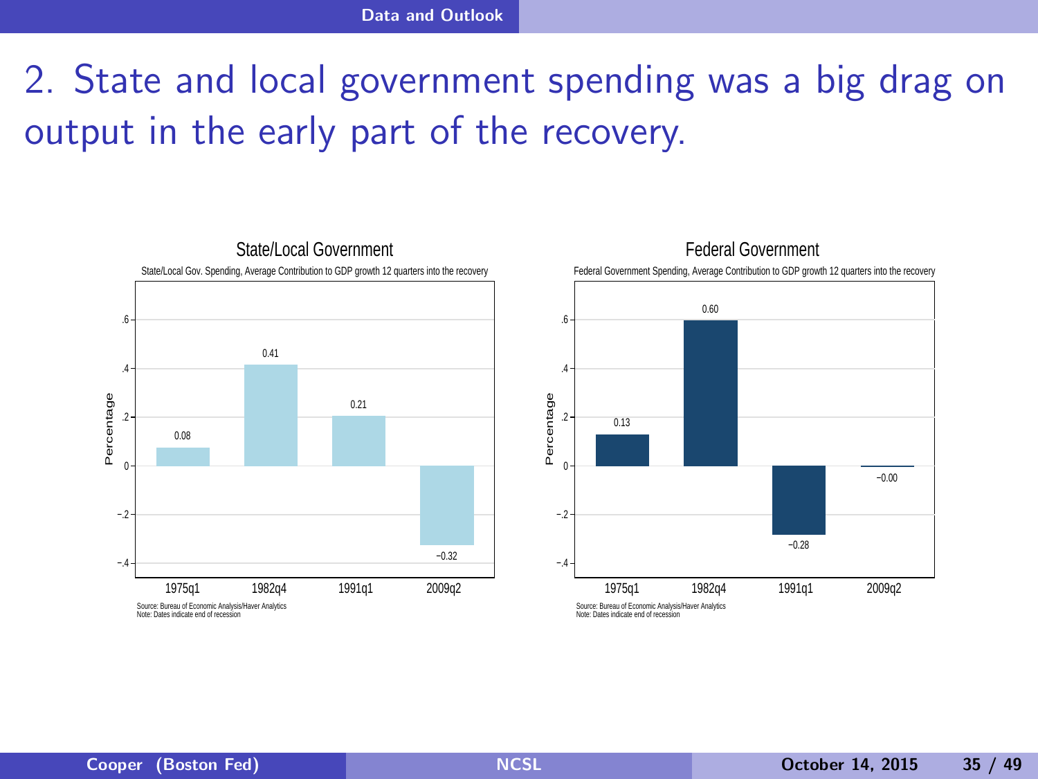# 2. State and local government spending was a big drag on output in the early part of the recovery.

### State/Local Government

State/Local Gov. Spending, Average Contribution to GDP growth 12 quarters into the recovery

| Recession end | Percentage |
|---|---|
| 1975q1 | 0.08 |
| 1982q4 | 0.41 |
| 1991q1 | 0.21 |
| 2009q2 | −0.32 |

Source: Bureau of Economic Analysis/Haver Analytics
Note: Dates indicate end of recession

### Federal Government

Federal Government Spending, Average Contribution to GDP growth 12 quarters into the recovery

| Recession end | Percentage |
|---|---|
| 1975q1 | 0.13 |
| 1982q4 | 0.60 |
| 1991q1 | −0.28 |
| 2009q2 | −0.00 |

Source: Bureau of Economic Analysis/Haver Analytics
Note: Dates indicate end of recession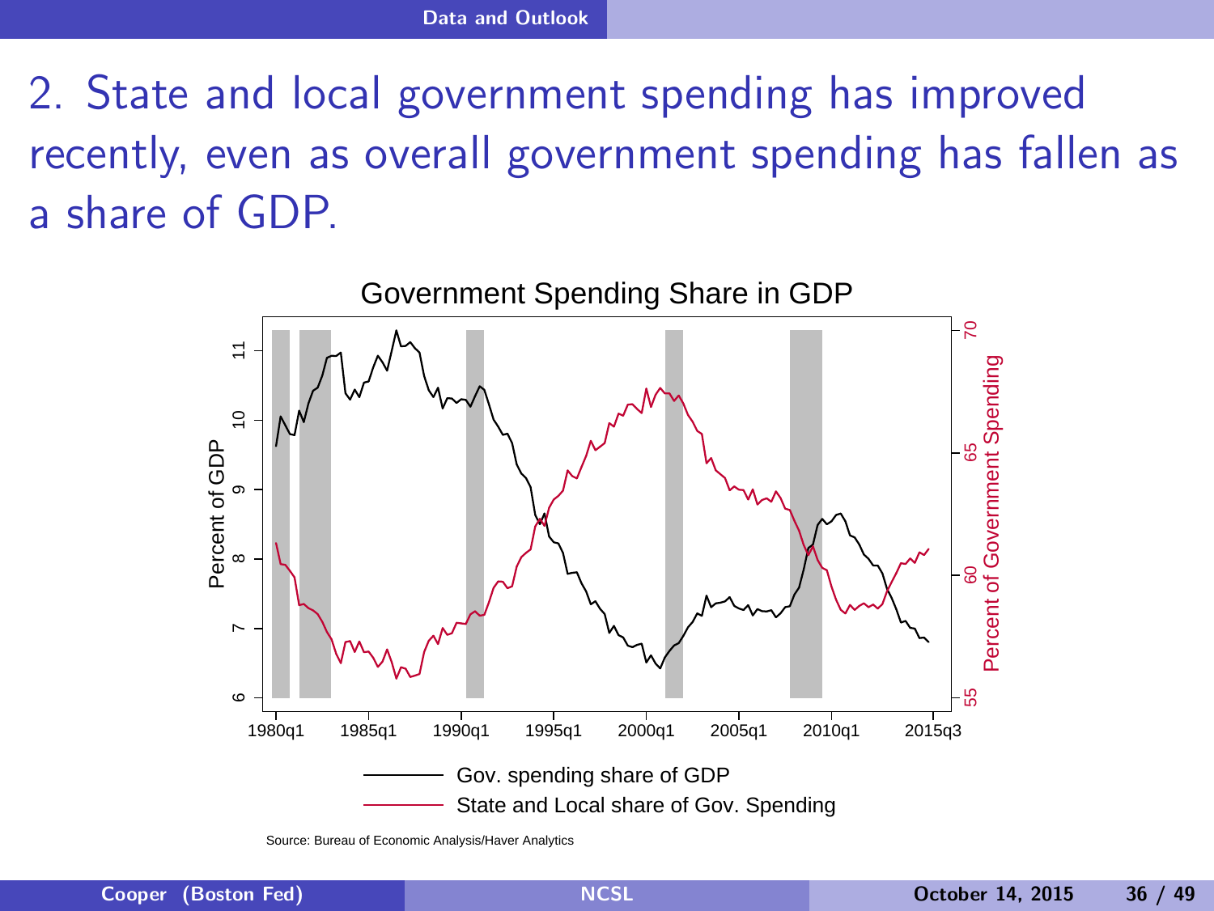# 2. State and local government spending has improved recently, even as overall government spending has fallen as a share of GDP.

Government Spending Share in GDP

Source: Bureau of Economic Analysis/Haver Analytics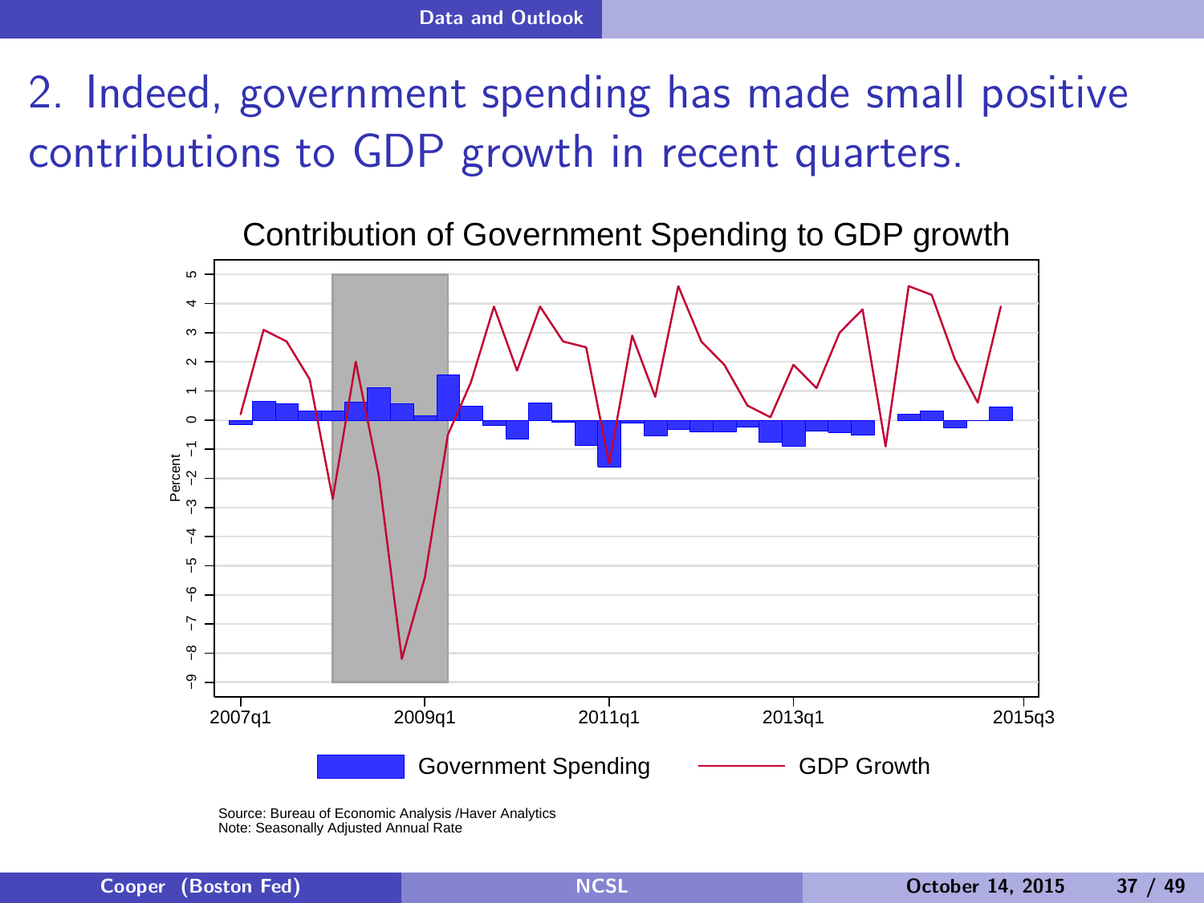# 2. Indeed, government spending has made small positive contributions to GDP growth in recent quarters.

Contribution of Government Spending to GDP growth

Source: Bureau of Economic Analysis /Haver Analytics
Note: Seasonally Adjusted Annual Rate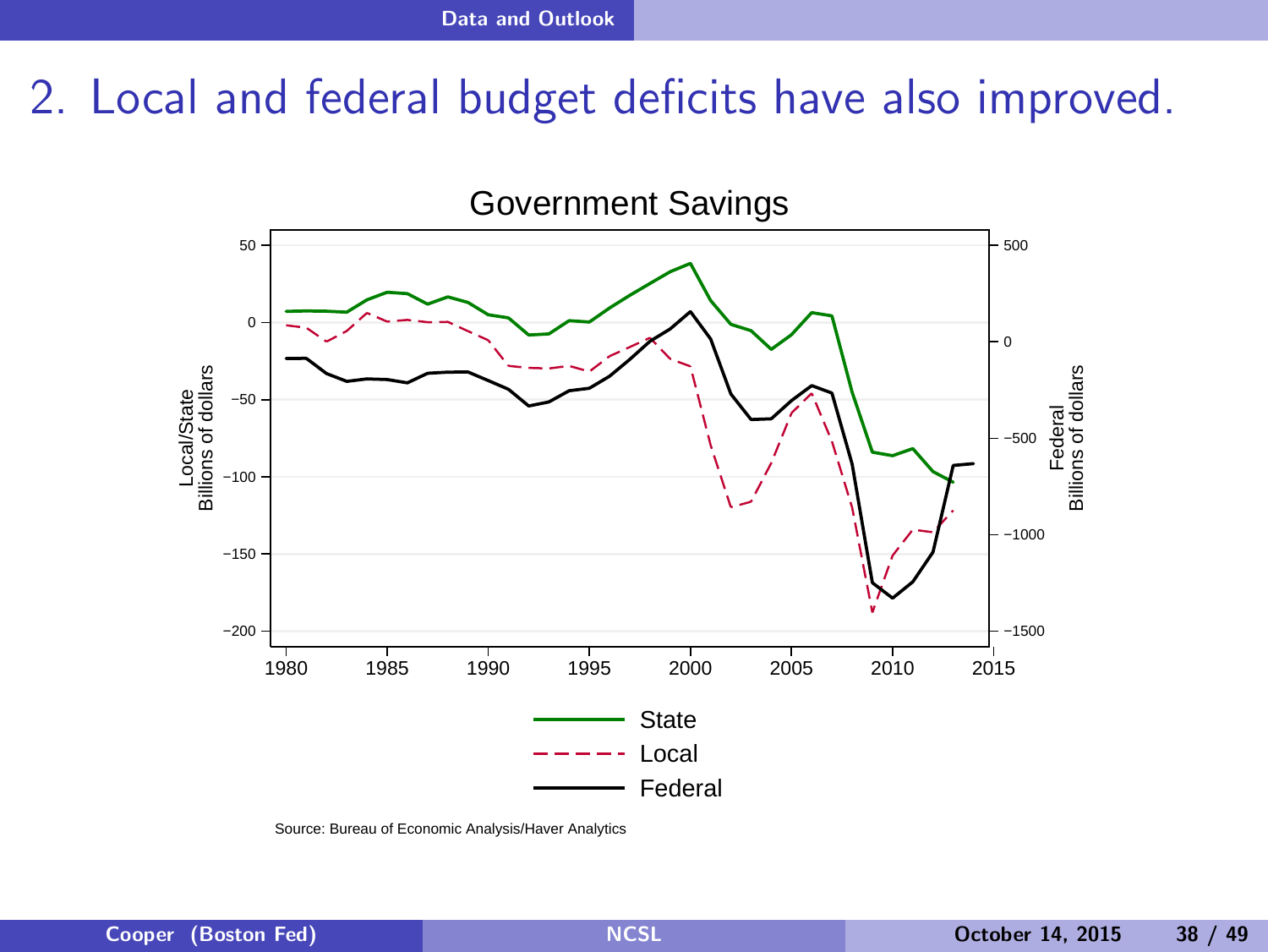# 2. Local and federal budget deficits have also improved.

Government Savings

Local/State Billions of dollars

Federal Billions of dollars

State

Local

Federal

Source: Bureau of Economic Analysis/Haver Analytics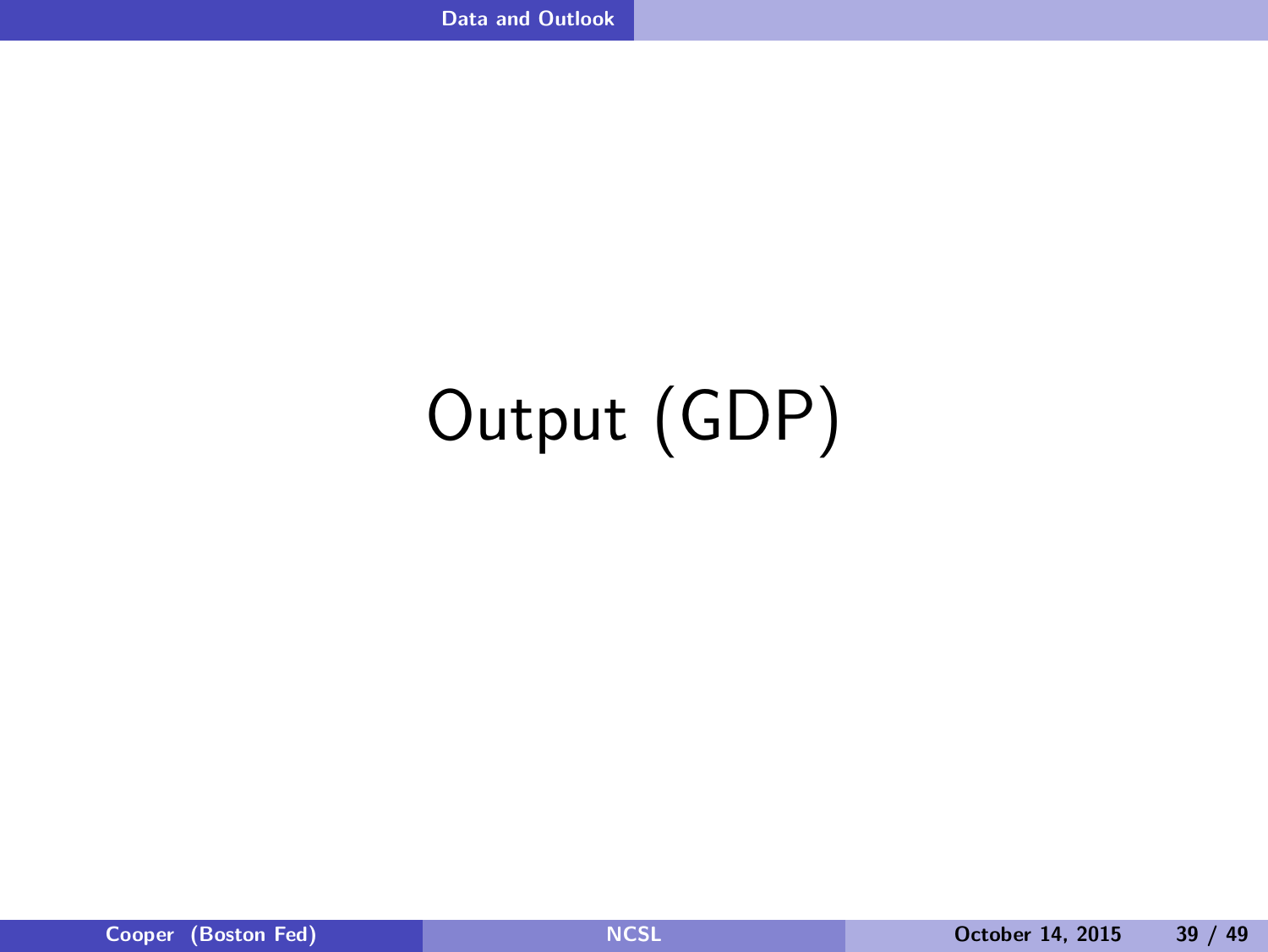# Output (GDP)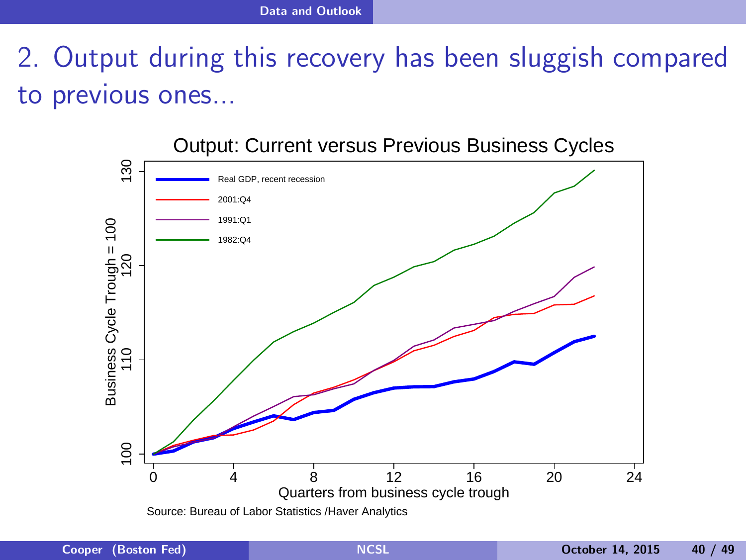## 2. Output during this recovery has been sluggish compared to previous ones...

**Output: Current versus Previous Business Cycles**

Legend: Real GDP, recent recession; 2001:Q4; 1991:Q1; 1982:Q4

Y-axis: Business Cycle Trough = 100 (100, 110, 120, 130)

X-axis: Quarters from business cycle trough (0, 4, 8, 12, 16, 20, 24)

Source: Bureau of Labor Statistics /Haver Analytics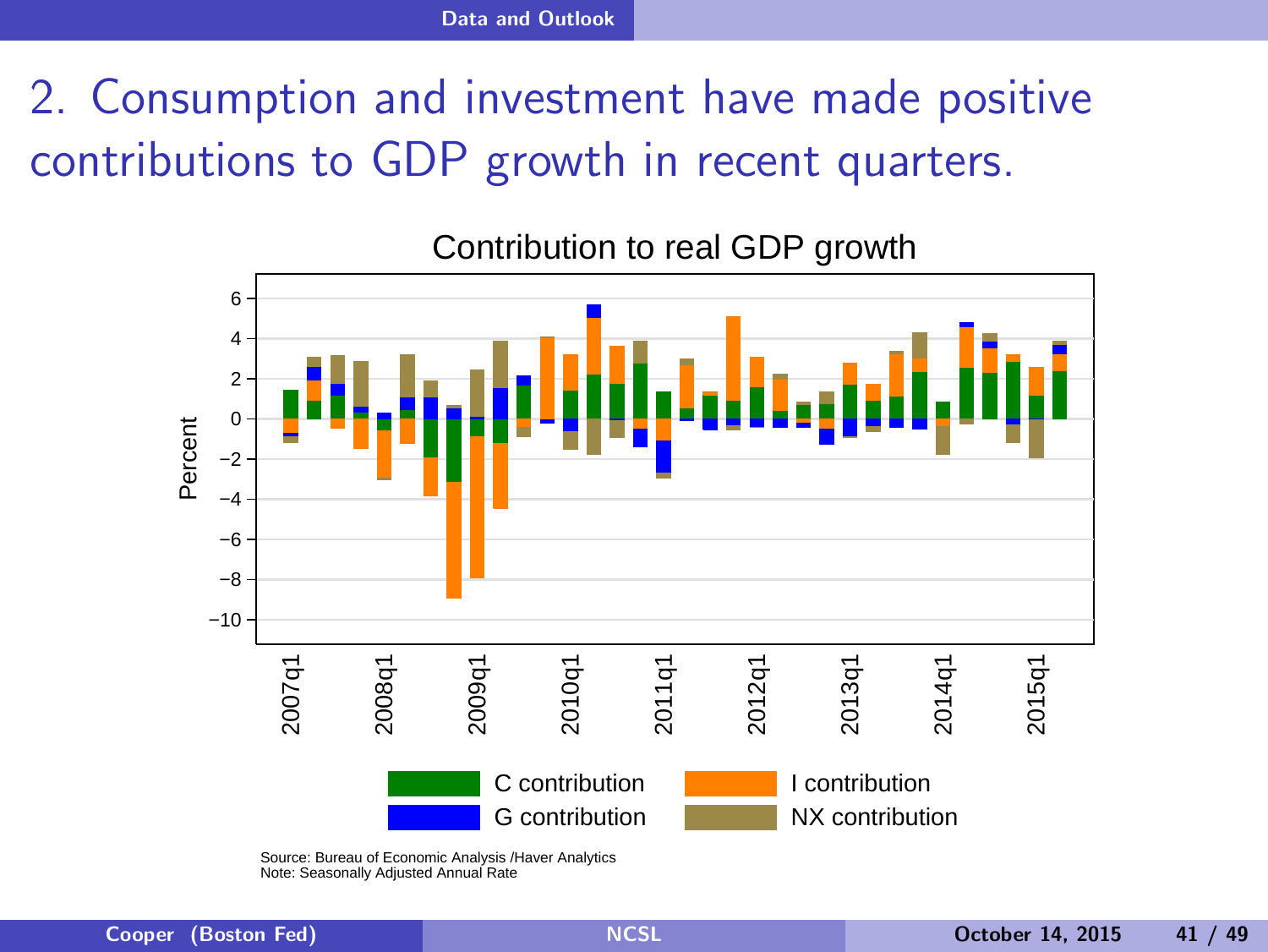# 2. Consumption and investment have made positive contributions to GDP growth in recent quarters.

Contribution to real GDP growth

Source: Bureau of Economic Analysis /Haver Analytics
Note: Seasonally Adjusted Annual Rate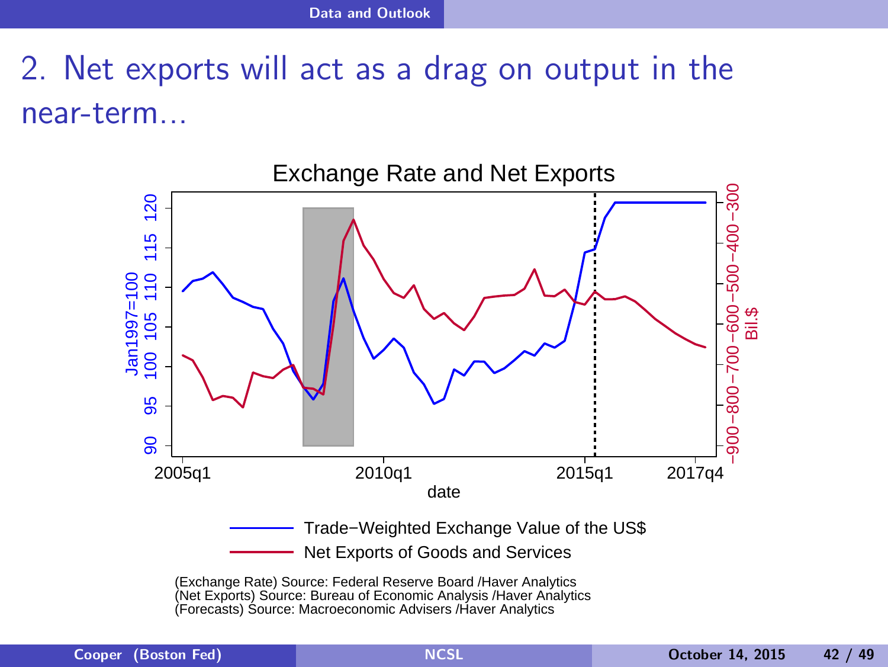# 2. Net exports will act as a drag on output in the near-term...

## Exchange Rate and Net Exports

(Exchange Rate) Source: Federal Reserve Board /Haver Analytics
(Net Exports) Source: Bureau of Economic Analysis /Haver Analytics
(Forecasts) Source: Macroeconomic Advisers /Haver Analytics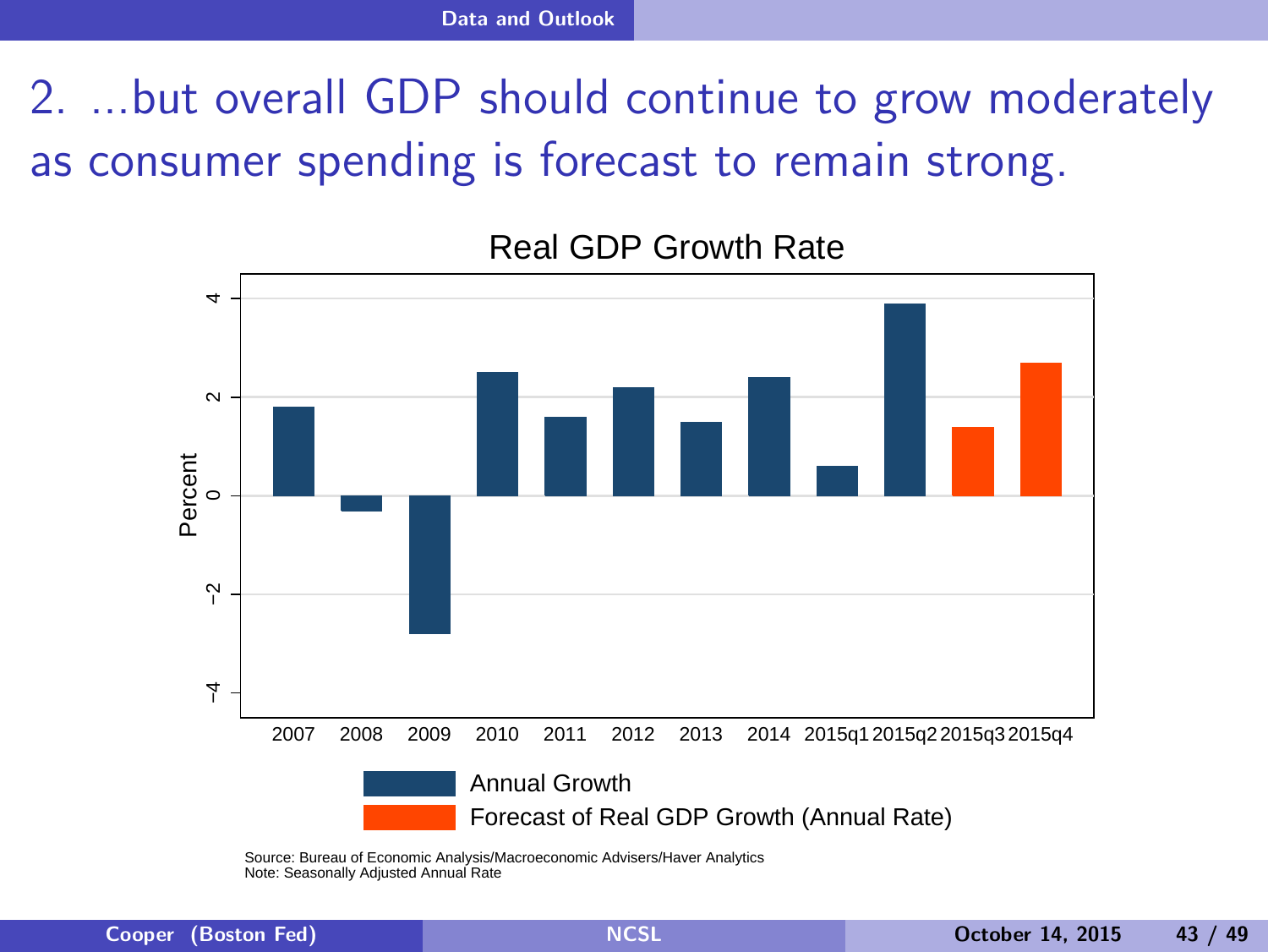## 2. ...but overall GDP should continue to grow moderately as consumer spending is forecast to remain strong.

Real GDP Growth Rate

Annual Growth

Forecast of Real GDP Growth (Annual Rate)

Source: Bureau of Economic Analysis/Macroeconomic Advisers/Haver Analytics
Note: Seasonally Adjusted Annual Rate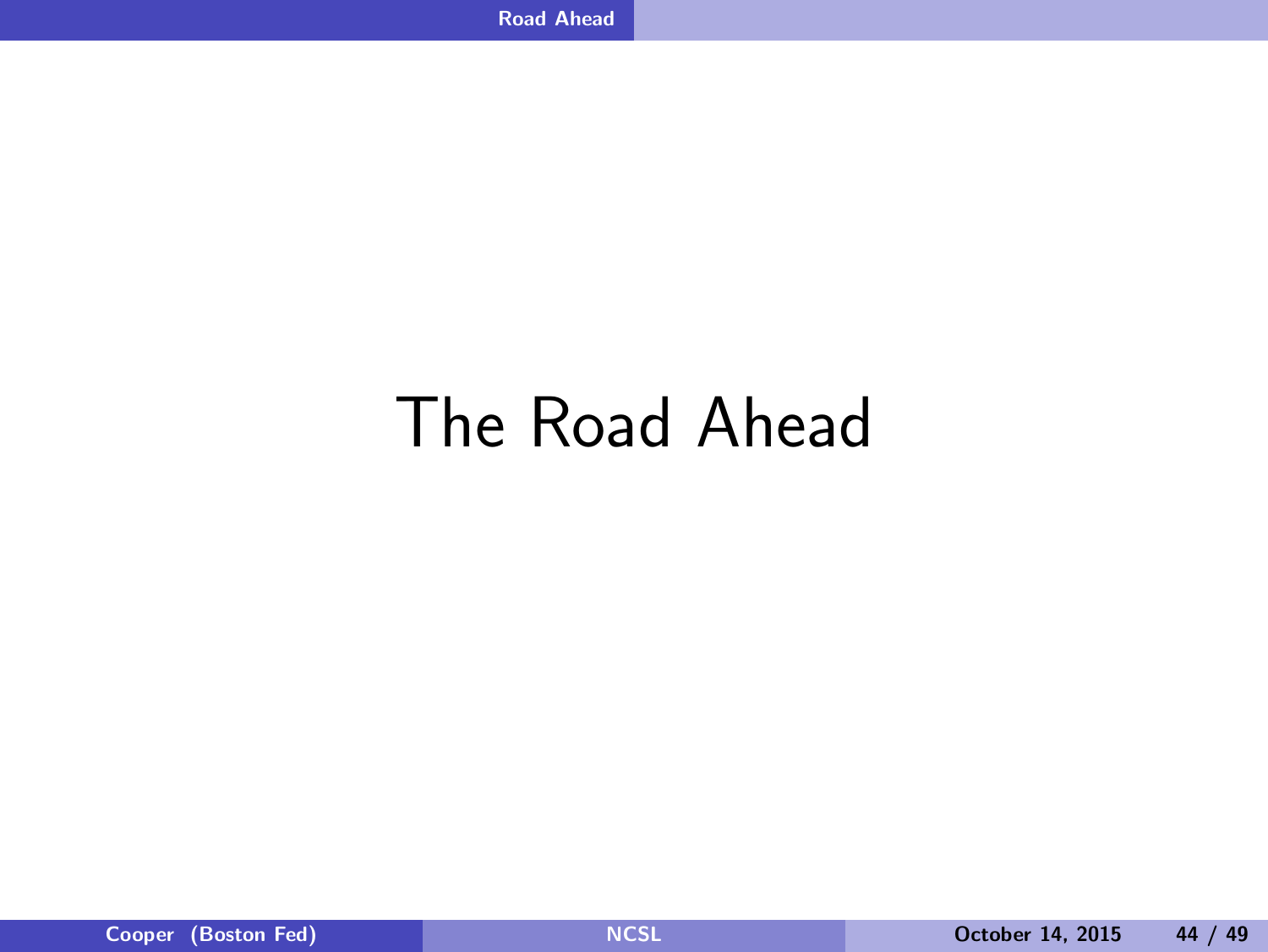# The Road Ahead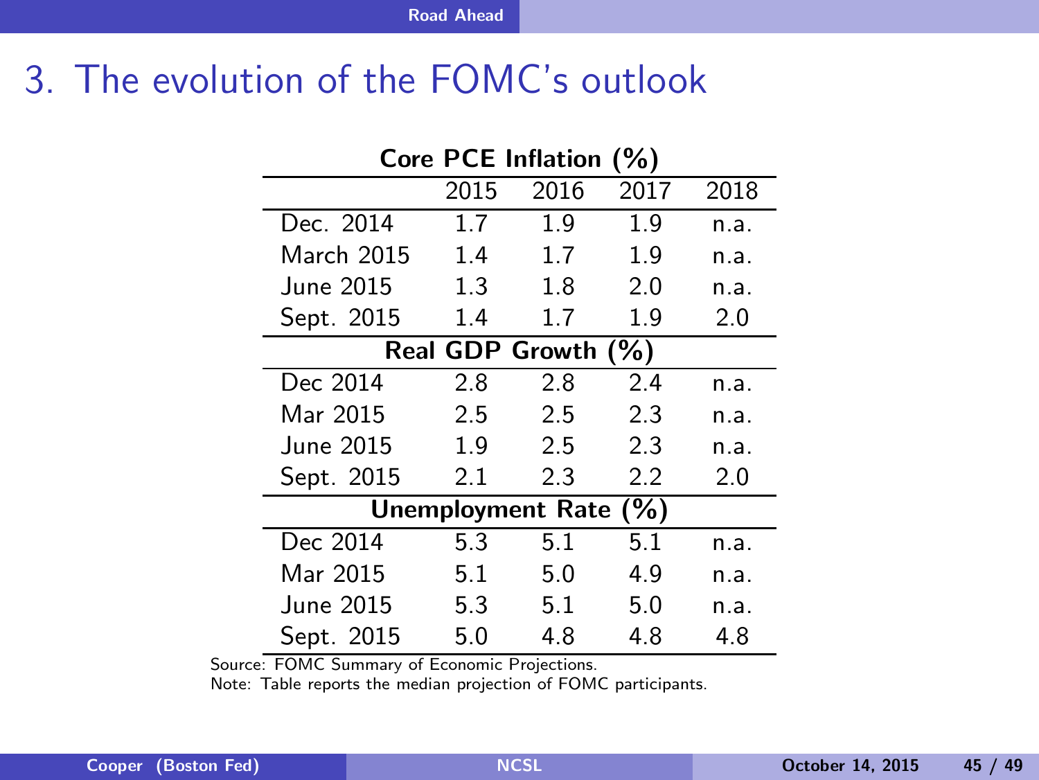# 3. The evolution of the FOMC's outlook

| **Core PCE Inflation (%)** | | | | |
|---|---|---|---|---|
| | 2015 | 2016 | 2017 | 2018 |
| Dec. 2014 | 1.7 | 1.9 | 1.9 | n.a. |
| March 2015 | 1.4 | 1.7 | 1.9 | n.a. |
| June 2015 | 1.3 | 1.8 | 2.0 | n.a. |
| Sept. 2015 | 1.4 | 1.7 | 1.9 | 2.0 |
| **Real GDP Growth (%)** | | | | |
| Dec 2014 | 2.8 | 2.8 | 2.4 | n.a. |
| Mar 2015 | 2.5 | 2.5 | 2.3 | n.a. |
| June 2015 | 1.9 | 2.5 | 2.3 | n.a. |
| Sept. 2015 | 2.1 | 2.3 | 2.2 | 2.0 |
| **Unemployment Rate (%)** | | | | |
| Dec 2014 | 5.3 | 5.1 | 5.1 | n.a. |
| Mar 2015 | 5.1 | 5.0 | 4.9 | n.a. |
| June 2015 | 5.3 | 5.1 | 5.0 | n.a. |
| Sept. 2015 | 5.0 | 4.8 | 4.8 | 4.8 |

Source: FOMC Summary of Economic Projections.
Note: Table reports the median projection of FOMC participants.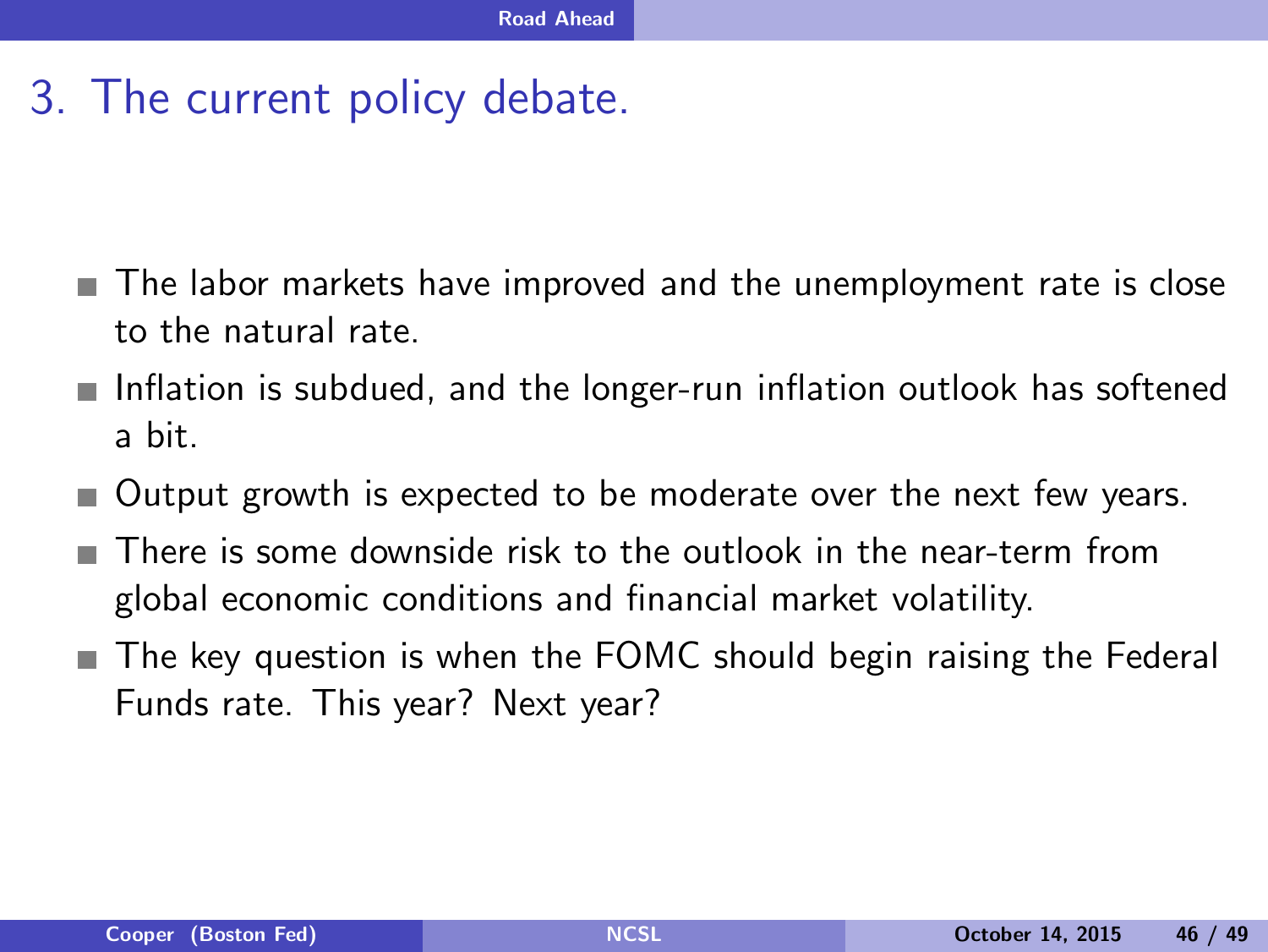## 3. The current policy debate.

- The labor markets have improved and the unemployment rate is close to the natural rate.
- Inflation is subdued, and the longer-run inflation outlook has softened a bit.
- Output growth is expected to be moderate over the next few years.
- There is some downside risk to the outlook in the near-term from global economic conditions and financial market volatility.
- The key question is when the FOMC should begin raising the Federal Funds rate. This year? Next year?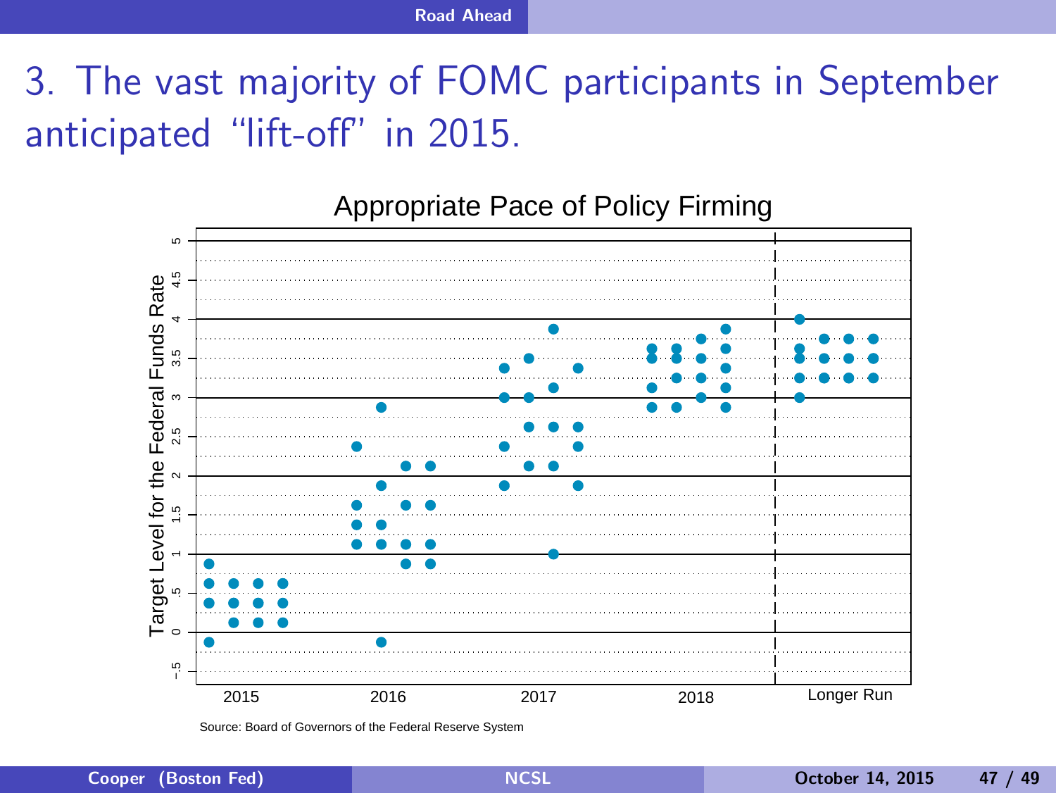# 3. The vast majority of FOMC participants in September anticipated "lift-off" in 2015.

**Appropriate Pace of Policy Firming**

Target Level for the Federal Funds Rate

2015 | 2016 | 2017 | 2018 | Longer Run

Source: Board of Governors of the Federal Reserve System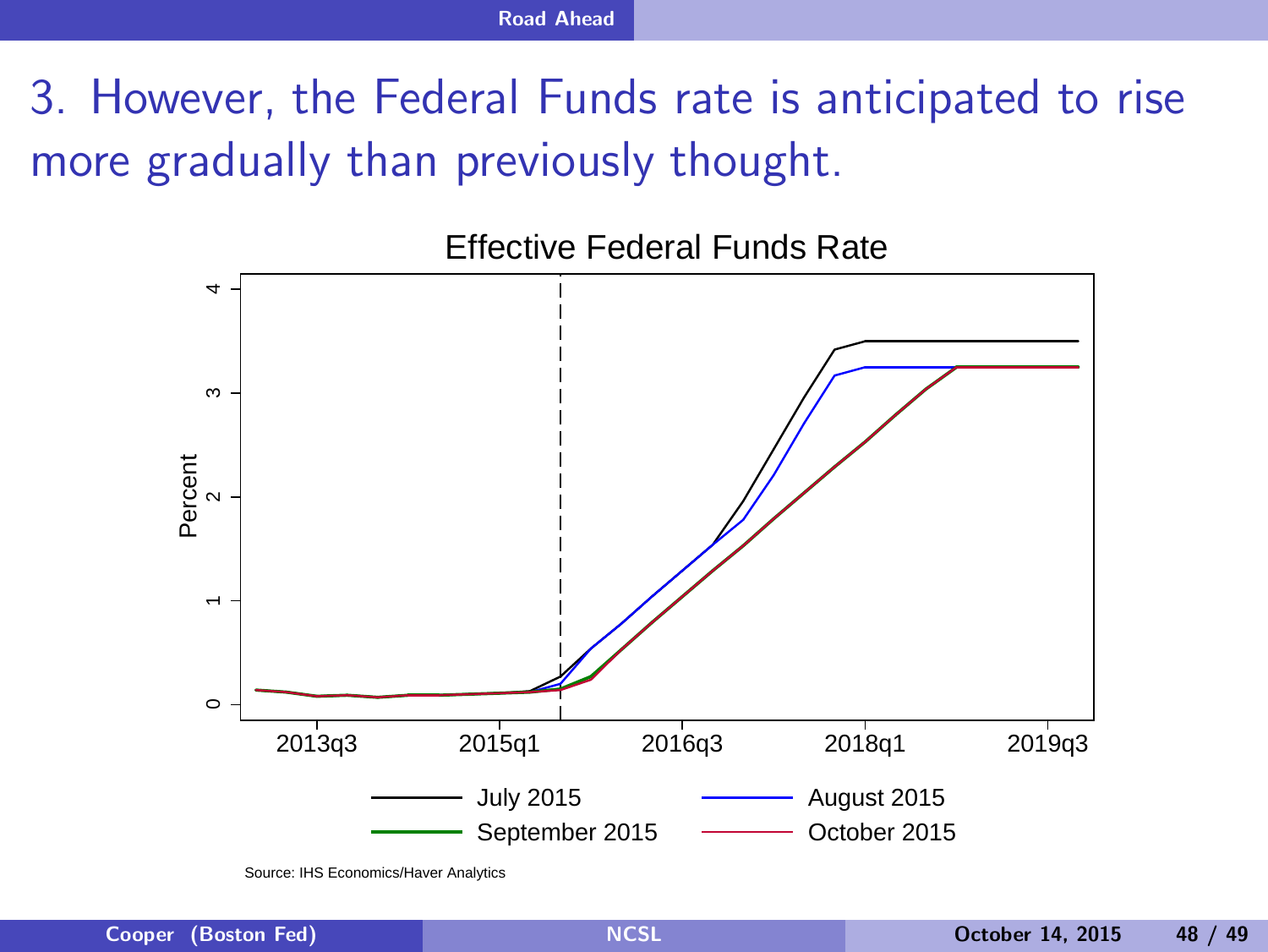# 3. However, the Federal Funds rate is anticipated to rise more gradually than previously thought.

Effective Federal Funds Rate

Source: IHS Economics/Haver Analytics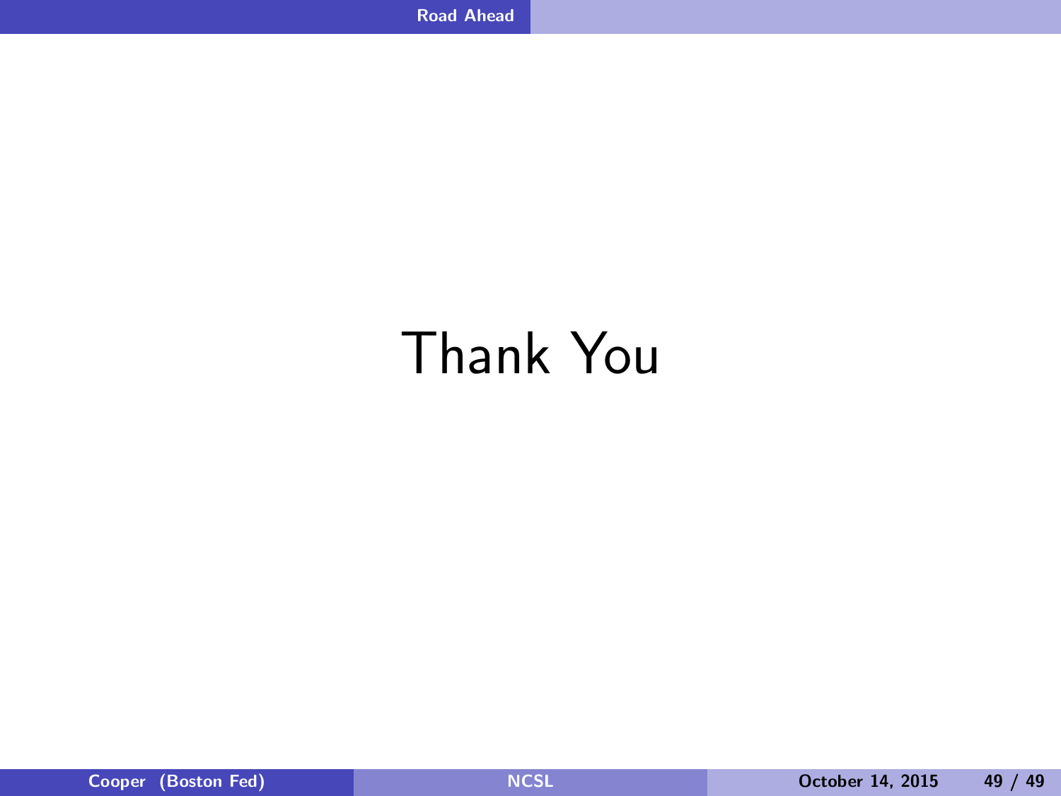Thank You